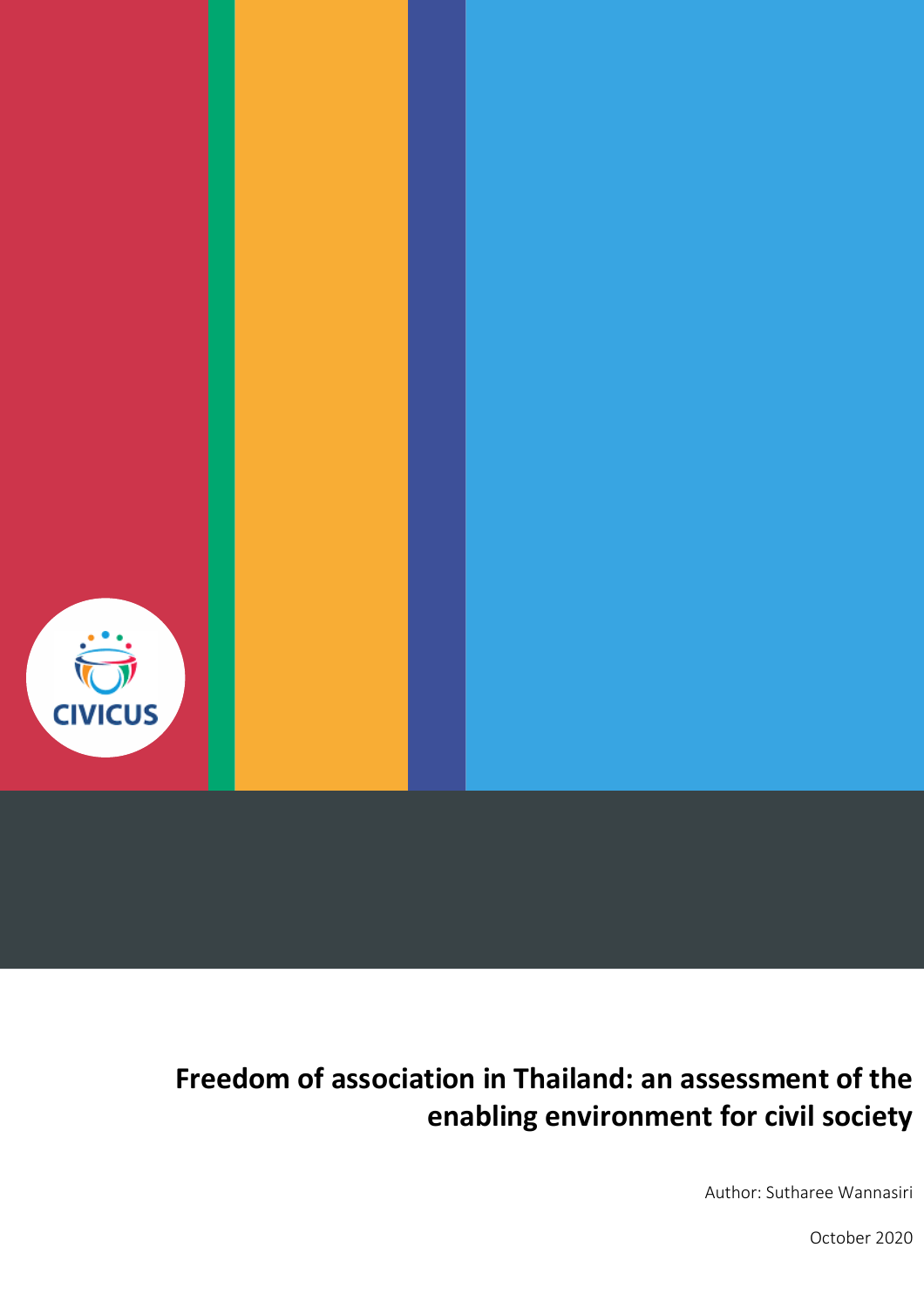CIVICUS

# Freedom of association in Thailand: an assessment of the enabling environment for civil society

Author: Sutharee Wannasiri

October 2020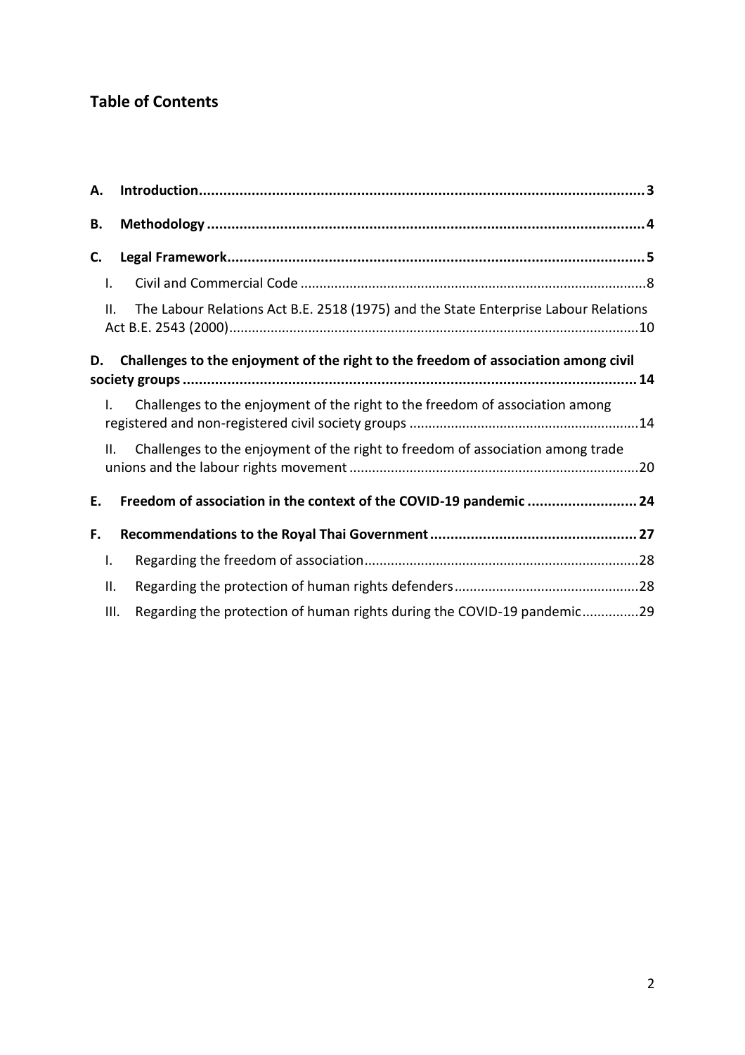## Table of Contents

A. Introduction ........ 3

B. Methodology ........ 4

C. Legal Framework ........ 5

- I. Civil and Commercial Code ........ 8
- II. The Labour Relations Act B.E. 2518 (1975) and the State Enterprise Labour Relations Act B.E. 2543 (2000) ........ 10

D. Challenges to the enjoyment of the right to the freedom of association among civil society groups ........ 14

- I. Challenges to the enjoyment of the right to the freedom of association among registered and non-registered civil society groups ........ 14
- II. Challenges to the enjoyment of the right to freedom of association among trade unions and the labour rights movement ........ 20

E. Freedom of association in the context of the COVID-19 pandemic ........ 24

F. Recommendations to the Royal Thai Government ........ 27

- I. Regarding the freedom of association ........ 28
- II. Regarding the protection of human rights defenders ........ 28
- III. Regarding the protection of human rights during the COVID-19 pandemic ........ 29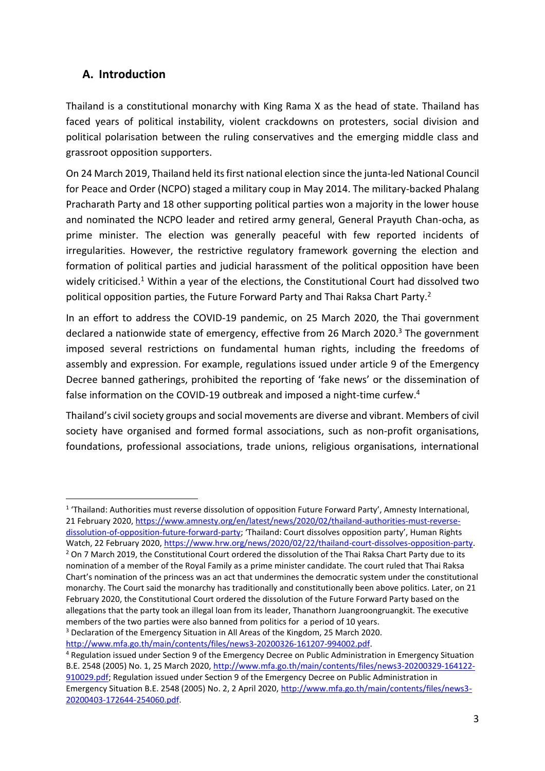## A. Introduction

Thailand is a constitutional monarchy with King Rama X as the head of state. Thailand has faced years of political instability, violent crackdowns on protesters, social division and political polarisation between the ruling conservatives and the emerging middle class and grassroot opposition supporters.

On 24 March 2019, Thailand held its first national election since the junta-led National Council for Peace and Order (NCPO) staged a military coup in May 2014. The military-backed Phalang Pracharath Party and 18 other supporting political parties won a majority in the lower house and nominated the NCPO leader and retired army general, General Prayuth Chan-ocha, as prime minister. The election was generally peaceful with few reported incidents of irregularities. However, the restrictive regulatory framework governing the election and formation of political parties and judicial harassment of the political opposition have been widely criticised.[1] Within a year of the elections, the Constitutional Court had dissolved two political opposition parties, the Future Forward Party and Thai Raksa Chart Party.[2]

In an effort to address the COVID-19 pandemic, on 25 March 2020, the Thai government declared a nationwide state of emergency, effective from 26 March 2020.[3] The government imposed several restrictions on fundamental human rights, including the freedoms of assembly and expression. For example, regulations issued under article 9 of the Emergency Decree banned gatherings, prohibited the reporting of 'fake news' or the dissemination of false information on the COVID-19 outbreak and imposed a night-time curfew.[4]

Thailand's civil society groups and social movements are diverse and vibrant. Members of civil society have organised and formed formal associations, such as non-profit organisations, foundations, professional associations, trade unions, religious organisations, international

---

[1] 'Thailand: Authorities must reverse dissolution of opposition Future Forward Party', Amnesty International, 21 February 2020, https://www.amnesty.org/en/latest/news/2020/02/thailand-authorities-must-reverse-dissolution-of-opposition-future-forward-party; 'Thailand: Court dissolves opposition party', Human Rights Watch, 22 February 2020, https://www.hrw.org/news/2020/02/22/thailand-court-dissolves-opposition-party.

[2] On 7 March 2019, the Constitutional Court ordered the dissolution of the Thai Raksa Chart Party due to its nomination of a member of the Royal Family as a prime minister candidate. The court ruled that Thai Raksa Chart's nomination of the princess was an act that undermines the democratic system under the constitutional monarchy. The Court said the monarchy has traditionally and constitutionally been above politics. Later, on 21 February 2020, the Constitutional Court ordered the dissolution of the Future Forward Party based on the allegations that the party took an illegal loan from its leader, Thanathorn Juangroongruangkit. The executive members of the two parties were also banned from politics for a period of 10 years.

[3] Declaration of the Emergency Situation in All Areas of the Kingdom, 25 March 2020. http://www.mfa.go.th/main/contents/files/news3-20200326-161207-994002.pdf.

[4] Regulation issued under Section 9 of the Emergency Decree on Public Administration in Emergency Situation B.E. 2548 (2005) No. 1, 25 March 2020, http://www.mfa.go.th/main/contents/files/news3-20200329-164122-910029.pdf; Regulation issued under Section 9 of the Emergency Decree on Public Administration in Emergency Situation B.E. 2548 (2005) No. 2, 2 April 2020, http://www.mfa.go.th/main/contents/files/news3-20200403-172644-254060.pdf.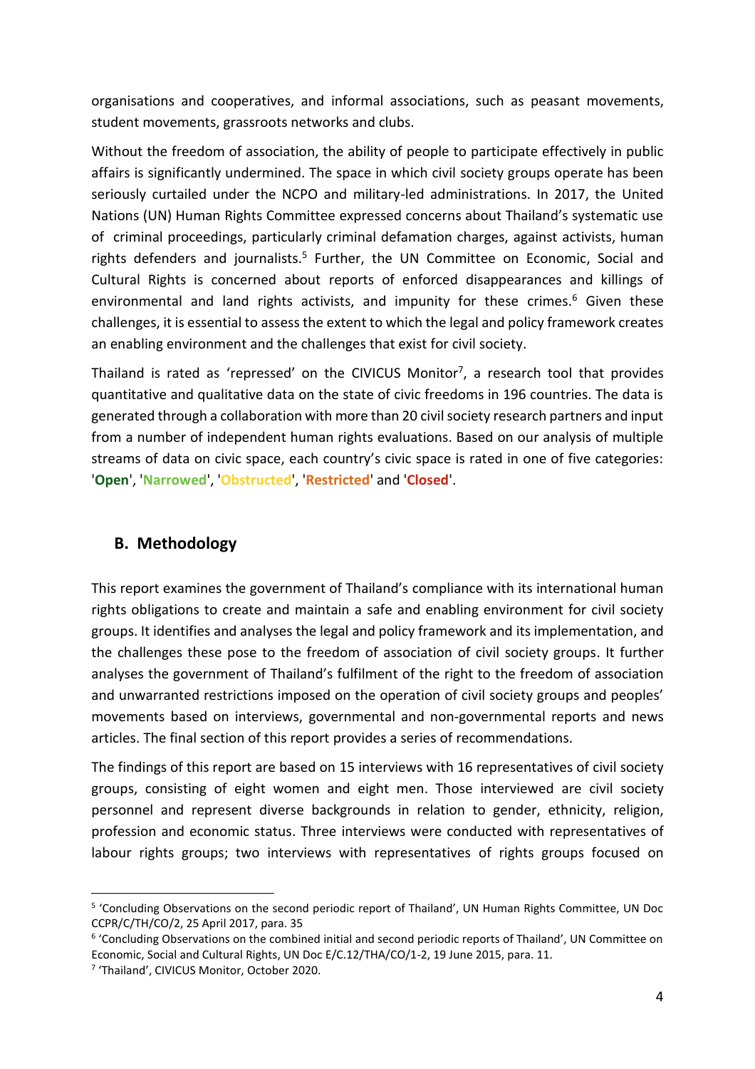organisations and cooperatives, and informal associations, such as peasant movements, student movements, grassroots networks and clubs.

Without the freedom of association, the ability of people to participate effectively in public affairs is significantly undermined. The space in which civil society groups operate has been seriously curtailed under the NCPO and military-led administrations. In 2017, the United Nations (UN) Human Rights Committee expressed concerns about Thailand's systematic use of criminal proceedings, particularly criminal defamation charges, against activists, human rights defenders and journalists.[5] Further, the UN Committee on Economic, Social and Cultural Rights is concerned about reports of enforced disappearances and killings of environmental and land rights activists, and impunity for these crimes.[6] Given these challenges, it is essential to assess the extent to which the legal and policy framework creates an enabling environment and the challenges that exist for civil society.

Thailand is rated as 'repressed' on the CIVICUS Monitor[7], a research tool that provides quantitative and qualitative data on the state of civic freedoms in 196 countries. The data is generated through a collaboration with more than 20 civil society research partners and input from a number of independent human rights evaluations. Based on our analysis of multiple streams of data on civic space, each country's civic space is rated in one of five categories: '**Open**', '**Narrowed**', '**Obstructed**', '**Restricted**' and '**Closed**'.

## B. Methodology

This report examines the government of Thailand's compliance with its international human rights obligations to create and maintain a safe and enabling environment for civil society groups. It identifies and analyses the legal and policy framework and its implementation, and the challenges these pose to the freedom of association of civil society groups. It further analyses the government of Thailand's fulfilment of the right to the freedom of association and unwarranted restrictions imposed on the operation of civil society groups and peoples' movements based on interviews, governmental and non-governmental reports and news articles. The final section of this report provides a series of recommendations.

The findings of this report are based on 15 interviews with 16 representatives of civil society groups, consisting of eight women and eight men. Those interviewed are civil society personnel and represent diverse backgrounds in relation to gender, ethnicity, religion, profession and economic status. Three interviews were conducted with representatives of labour rights groups; two interviews with representatives of rights groups focused on

---

[5] 'Concluding Observations on the second periodic report of Thailand', UN Human Rights Committee, UN Doc CCPR/C/TH/CO/2, 25 April 2017, para. 35

[6] 'Concluding Observations on the combined initial and second periodic reports of Thailand', UN Committee on Economic, Social and Cultural Rights, UN Doc E/C.12/THA/CO/1-2, 19 June 2015, para. 11.

[7] 'Thailand', CIVICUS Monitor, October 2020.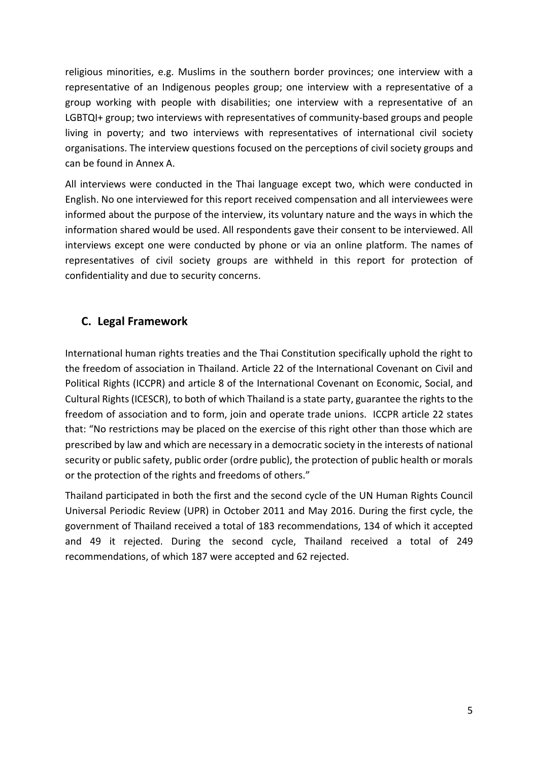religious minorities, e.g. Muslims in the southern border provinces; one interview with a representative of an Indigenous peoples group; one interview with a representative of a group working with people with disabilities; one interview with a representative of an LGBTQI+ group; two interviews with representatives of community-based groups and people living in poverty; and two interviews with representatives of international civil society organisations. The interview questions focused on the perceptions of civil society groups and can be found in Annex A.

All interviews were conducted in the Thai language except two, which were conducted in English. No one interviewed for this report received compensation and all interviewees were informed about the purpose of the interview, its voluntary nature and the ways in which the information shared would be used. All respondents gave their consent to be interviewed. All interviews except one were conducted by phone or via an online platform. The names of representatives of civil society groups are withheld in this report for protection of confidentiality and due to security concerns.

## C. Legal Framework

International human rights treaties and the Thai Constitution specifically uphold the right to the freedom of association in Thailand. Article 22 of the International Covenant on Civil and Political Rights (ICCPR) and article 8 of the International Covenant on Economic, Social, and Cultural Rights (ICESCR), to both of which Thailand is a state party, guarantee the rights to the freedom of association and to form, join and operate trade unions. ICCPR article 22 states that: "No restrictions may be placed on the exercise of this right other than those which are prescribed by law and which are necessary in a democratic society in the interests of national security or public safety, public order (ordre public), the protection of public health or morals or the protection of the rights and freedoms of others."

Thailand participated in both the first and the second cycle of the UN Human Rights Council Universal Periodic Review (UPR) in October 2011 and May 2016. During the first cycle, the government of Thailand received a total of 183 recommendations, 134 of which it accepted and 49 it rejected. During the second cycle, Thailand received a total of 249 recommendations, of which 187 were accepted and 62 rejected.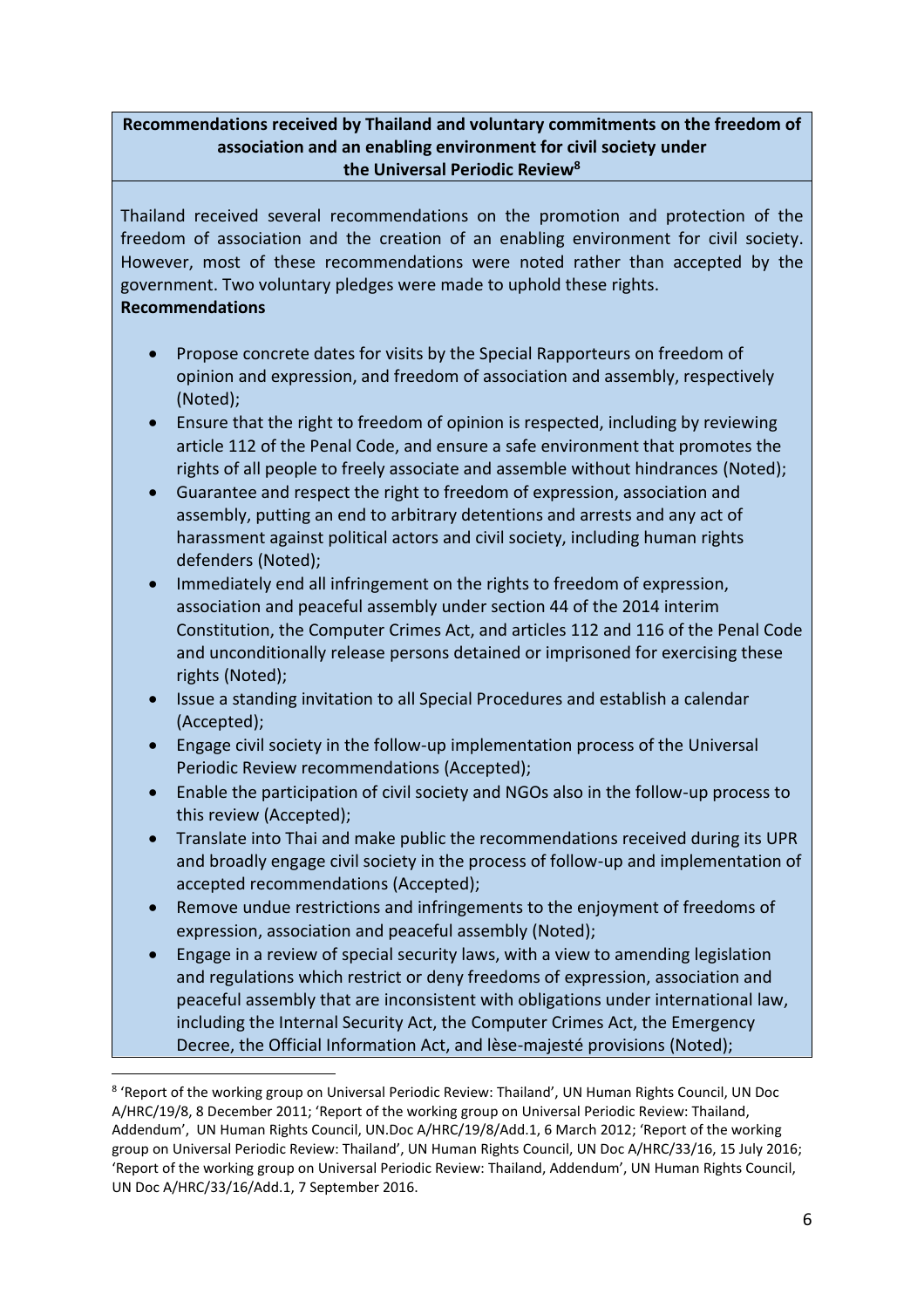**Recommendations received by Thailand and voluntary commitments on the freedom of association and an enabling environment for civil society under the Universal Periodic Review[8]**

Thailand received several recommendations on the promotion and protection of the freedom of association and the creation of an enabling environment for civil society. However, most of these recommendations were noted rather than accepted by the government. Two voluntary pledges were made to uphold these rights.

**Recommendations**

- Propose concrete dates for visits by the Special Rapporteurs on freedom of opinion and expression, and freedom of association and assembly, respectively (Noted);
- Ensure that the right to freedom of opinion is respected, including by reviewing article 112 of the Penal Code, and ensure a safe environment that promotes the rights of all people to freely associate and assemble without hindrances (Noted);
- Guarantee and respect the right to freedom of expression, association and assembly, putting an end to arbitrary detentions and arrests and any act of harassment against political actors and civil society, including human rights defenders (Noted);
- Immediately end all infringement on the rights to freedom of expression, association and peaceful assembly under section 44 of the 2014 interim Constitution, the Computer Crimes Act, and articles 112 and 116 of the Penal Code and unconditionally release persons detained or imprisoned for exercising these rights (Noted);
- Issue a standing invitation to all Special Procedures and establish a calendar (Accepted);
- Engage civil society in the follow-up implementation process of the Universal Periodic Review recommendations (Accepted);
- Enable the participation of civil society and NGOs also in the follow-up process to this review (Accepted);
- Translate into Thai and make public the recommendations received during its UPR and broadly engage civil society in the process of follow-up and implementation of accepted recommendations (Accepted);
- Remove undue restrictions and infringements to the enjoyment of freedoms of expression, association and peaceful assembly (Noted);
- Engage in a review of special security laws, with a view to amending legislation and regulations which restrict or deny freedoms of expression, association and peaceful assembly that are inconsistent with obligations under international law, including the Internal Security Act, the Computer Crimes Act, the Emergency Decree, the Official Information Act, and lèse-majesté provisions (Noted);

---

[8] 'Report of the working group on Universal Periodic Review: Thailand', UN Human Rights Council, UN Doc A/HRC/19/8, 8 December 2011; 'Report of the working group on Universal Periodic Review: Thailand, Addendum', UN Human Rights Council, UN.Doc A/HRC/19/8/Add.1, 6 March 2012; 'Report of the working group on Universal Periodic Review: Thailand', UN Human Rights Council, UN Doc A/HRC/33/16, 15 July 2016; 'Report of the working group on Universal Periodic Review: Thailand, Addendum', UN Human Rights Council, UN Doc A/HRC/33/16/Add.1, 7 September 2016.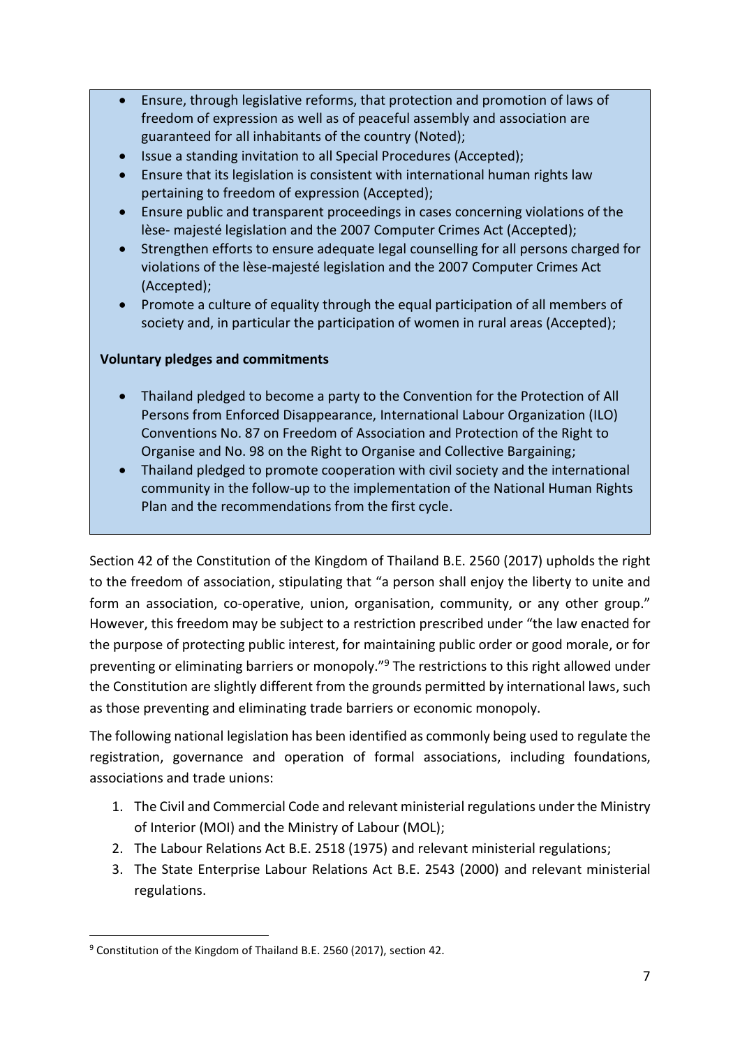- Ensure, through legislative reforms, that protection and promotion of laws of freedom of expression as well as of peaceful assembly and association are guaranteed for all inhabitants of the country (Noted);
- Issue a standing invitation to all Special Procedures (Accepted);
- Ensure that its legislation is consistent with international human rights law pertaining to freedom of expression (Accepted);
- Ensure public and transparent proceedings in cases concerning violations of the lèse- majesté legislation and the 2007 Computer Crimes Act (Accepted);
- Strengthen efforts to ensure adequate legal counselling for all persons charged for violations of the lèse-majesté legislation and the 2007 Computer Crimes Act (Accepted);
- Promote a culture of equality through the equal participation of all members of society and, in particular the participation of women in rural areas (Accepted);

**Voluntary pledges and commitments**

- Thailand pledged to become a party to the Convention for the Protection of All Persons from Enforced Disappearance, International Labour Organization (ILO) Conventions No. 87 on Freedom of Association and Protection of the Right to Organise and No. 98 on the Right to Organise and Collective Bargaining;
- Thailand pledged to promote cooperation with civil society and the international community in the follow-up to the implementation of the National Human Rights Plan and the recommendations from the first cycle.

Section 42 of the Constitution of the Kingdom of Thailand B.E. 2560 (2017) upholds the right to the freedom of association, stipulating that "a person shall enjoy the liberty to unite and form an association, co-operative, union, organisation, community, or any other group." However, this freedom may be subject to a restriction prescribed under "the law enacted for the purpose of protecting public interest, for maintaining public order or good morale, or for preventing or eliminating barriers or monopoly."[9] The restrictions to this right allowed under the Constitution are slightly different from the grounds permitted by international laws, such as those preventing and eliminating trade barriers or economic monopoly.

The following national legislation has been identified as commonly being used to regulate the registration, governance and operation of formal associations, including foundations, associations and trade unions:

1. The Civil and Commercial Code and relevant ministerial regulations under the Ministry of Interior (MOI) and the Ministry of Labour (MOL);
2. The Labour Relations Act B.E. 2518 (1975) and relevant ministerial regulations;
3. The State Enterprise Labour Relations Act B.E. 2543 (2000) and relevant ministerial regulations.

[9] Constitution of the Kingdom of Thailand B.E. 2560 (2017), section 42.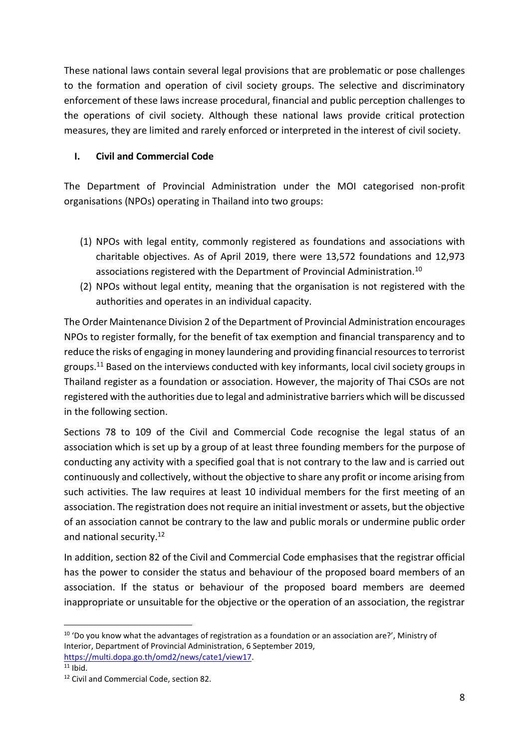These national laws contain several legal provisions that are problematic or pose challenges to the formation and operation of civil society groups. The selective and discriminatory enforcement of these laws increase procedural, financial and public perception challenges to the operations of civil society. Although these national laws provide critical protection measures, they are limited and rarely enforced or interpreted in the interest of civil society.

### I. Civil and Commercial Code

The Department of Provincial Administration under the MOI categorised non-profit organisations (NPOs) operating in Thailand into two groups:

(1) NPOs with legal entity, commonly registered as foundations and associations with charitable objectives. As of April 2019, there were 13,572 foundations and 12,973 associations registered with the Department of Provincial Administration.[10]

(2) NPOs without legal entity, meaning that the organisation is not registered with the authorities and operates in an individual capacity.

The Order Maintenance Division 2 of the Department of Provincial Administration encourages NPOs to register formally, for the benefit of tax exemption and financial transparency and to reduce the risks of engaging in money laundering and providing financial resources to terrorist groups.[11] Based on the interviews conducted with key informants, local civil society groups in Thailand register as a foundation or association. However, the majority of Thai CSOs are not registered with the authorities due to legal and administrative barriers which will be discussed in the following section.

Sections 78 to 109 of the Civil and Commercial Code recognise the legal status of an association which is set up by a group of at least three founding members for the purpose of conducting any activity with a specified goal that is not contrary to the law and is carried out continuously and collectively, without the objective to share any profit or income arising from such activities. The law requires at least 10 individual members for the first meeting of an association. The registration does not require an initial investment or assets, but the objective of an association cannot be contrary to the law and public morals or undermine public order and national security.[12]

In addition, section 82 of the Civil and Commercial Code emphasises that the registrar official has the power to consider the status and behaviour of the proposed board members of an association. If the status or behaviour of the proposed board members are deemed inappropriate or unsuitable for the objective or the operation of an association, the registrar

---

[10] 'Do you know what the advantages of registration as a foundation or an association are?', Ministry of Interior, Department of Provincial Administration, 6 September 2019, https://multi.dopa.go.th/omd2/news/cate1/view17.

[11] Ibid.

[12] Civil and Commercial Code, section 82.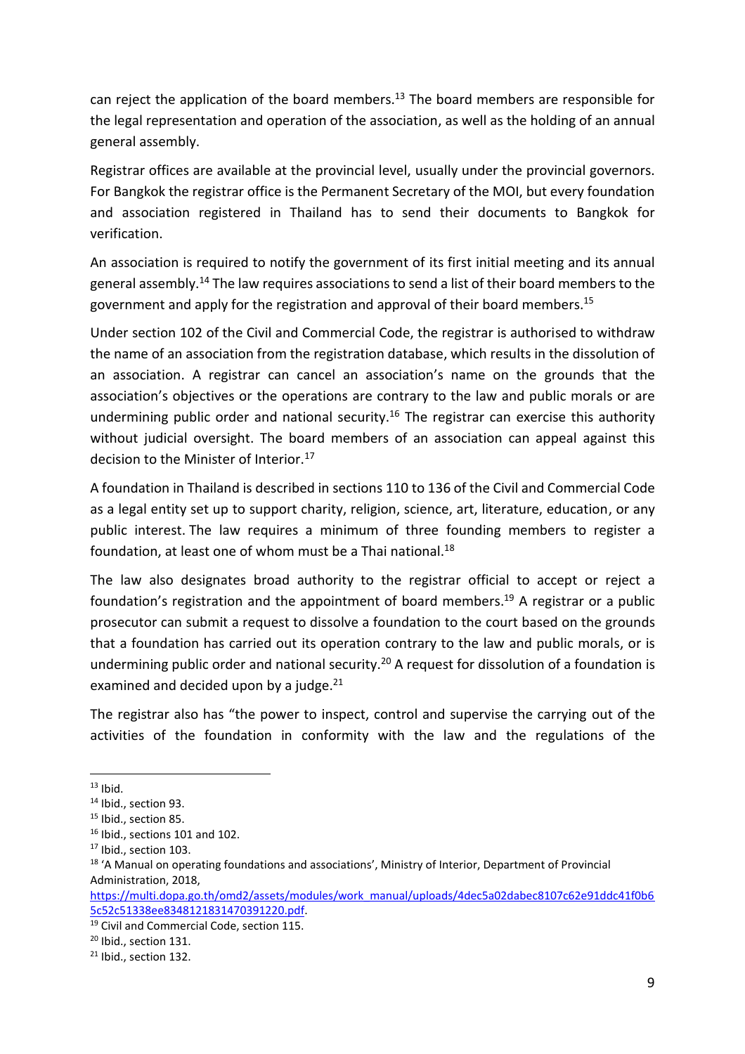can reject the application of the board members.[13] The board members are responsible for the legal representation and operation of the association, as well as the holding of an annual general assembly.

Registrar offices are available at the provincial level, usually under the provincial governors. For Bangkok the registrar office is the Permanent Secretary of the MOI, but every foundation and association registered in Thailand has to send their documents to Bangkok for verification.

An association is required to notify the government of its first initial meeting and its annual general assembly.[14] The law requires associations to send a list of their board members to the government and apply for the registration and approval of their board members.[15]

Under section 102 of the Civil and Commercial Code, the registrar is authorised to withdraw the name of an association from the registration database, which results in the dissolution of an association. A registrar can cancel an association's name on the grounds that the association's objectives or the operations are contrary to the law and public morals or are undermining public order and national security.[16] The registrar can exercise this authority without judicial oversight. The board members of an association can appeal against this decision to the Minister of Interior.[17]

A foundation in Thailand is described in sections 110 to 136 of the Civil and Commercial Code as a legal entity set up to support charity, religion, science, art, literature, education, or any public interest. The law requires a minimum of three founding members to register a foundation, at least one of whom must be a Thai national.[18]

The law also designates broad authority to the registrar official to accept or reject a foundation's registration and the appointment of board members.[19] A registrar or a public prosecutor can submit a request to dissolve a foundation to the court based on the grounds that a foundation has carried out its operation contrary to the law and public morals, or is undermining public order and national security.[20] A request for dissolution of a foundation is examined and decided upon by a judge.[21]

The registrar also has "the power to inspect, control and supervise the carrying out of the activities of the foundation in conformity with the law and the regulations of the

---

[13] Ibid.

[14] Ibid., section 93.

[15] Ibid., section 85.

[16] Ibid., sections 101 and 102.

[17] Ibid., section 103.

[18] 'A Manual on operating foundations and associations', Ministry of Interior, Department of Provincial Administration, 2018, https://multi.dopa.go.th/omd2/assets/modules/work_manual/uploads/4dec5a02dabec8107c62e91ddc41f0b65c52c51338ee8348121831470391220.pdf.

[19] Civil and Commercial Code, section 115.

[20] Ibid., section 131.

[21] Ibid., section 132.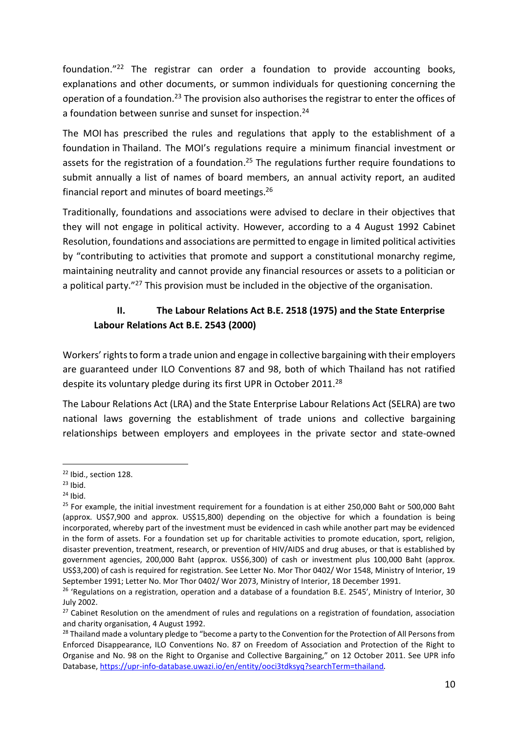foundation."[22] The registrar can order a foundation to provide accounting books, explanations and other documents, or summon individuals for questioning concerning the operation of a foundation.[23] The provision also authorises the registrar to enter the offices of a foundation between sunrise and sunset for inspection.[24]

The MOI has prescribed the rules and regulations that apply to the establishment of a foundation in Thailand. The MOI's regulations require a minimum financial investment or assets for the registration of a foundation.[25] The regulations further require foundations to submit annually a list of names of board members, an annual activity report, an audited financial report and minutes of board meetings.[26]

Traditionally, foundations and associations were advised to declare in their objectives that they will not engage in political activity. However, according to a 4 August 1992 Cabinet Resolution, foundations and associations are permitted to engage in limited political activities by "contributing to activities that promote and support a constitutional monarchy regime, maintaining neutrality and cannot provide any financial resources or assets to a politician or a political party."[27] This provision must be included in the objective of the organisation.

### II. The Labour Relations Act B.E. 2518 (1975) and the State Enterprise Labour Relations Act B.E. 2543 (2000)

Workers' rights to form a trade union and engage in collective bargaining with their employers are guaranteed under ILO Conventions 87 and 98, both of which Thailand has not ratified despite its voluntary pledge during its first UPR in October 2011.[28]

The Labour Relations Act (LRA) and the State Enterprise Labour Relations Act (SELRA) are two national laws governing the establishment of trade unions and collective bargaining relationships between employers and employees in the private sector and state-owned

---

[22] Ibid., section 128.

[23] Ibid.

[24] Ibid.

[25] For example, the initial investment requirement for a foundation is at either 250,000 Baht or 500,000 Baht (approx. US$7,900 and approx. US$15,800) depending on the objective for which a foundation is being incorporated, whereby part of the investment must be evidenced in cash while another part may be evidenced in the form of assets. For a foundation set up for charitable activities to promote education, sport, religion, disaster prevention, treatment, research, or prevention of HIV/AIDS and drug abuses, or that is established by government agencies, 200,000 Baht (approx. US$6,300) of cash or investment plus 100,000 Baht (approx. US$3,200) of cash is required for registration. See Letter No. Mor Thor 0402/ Wor 1548, Ministry of Interior, 19 September 1991; Letter No. Mor Thor 0402/ Wor 2073, Ministry of Interior, 18 December 1991.

[26] 'Regulations on a registration, operation and a database of a foundation B.E. 2545', Ministry of Interior, 30 July 2002.

[27] Cabinet Resolution on the amendment of rules and regulations on a registration of foundation, association and charity organisation, 4 August 1992.

[28] Thailand made a voluntary pledge to "become a party to the Convention for the Protection of All Persons from Enforced Disappearance, ILO Conventions No. 87 on Freedom of Association and Protection of the Right to Organise and No. 98 on the Right to Organise and Collective Bargaining," on 12 October 2011. See UPR info Database, https://upr-info-database.uwazi.io/en/entity/ooci3tdksyq?searchTerm=thailand.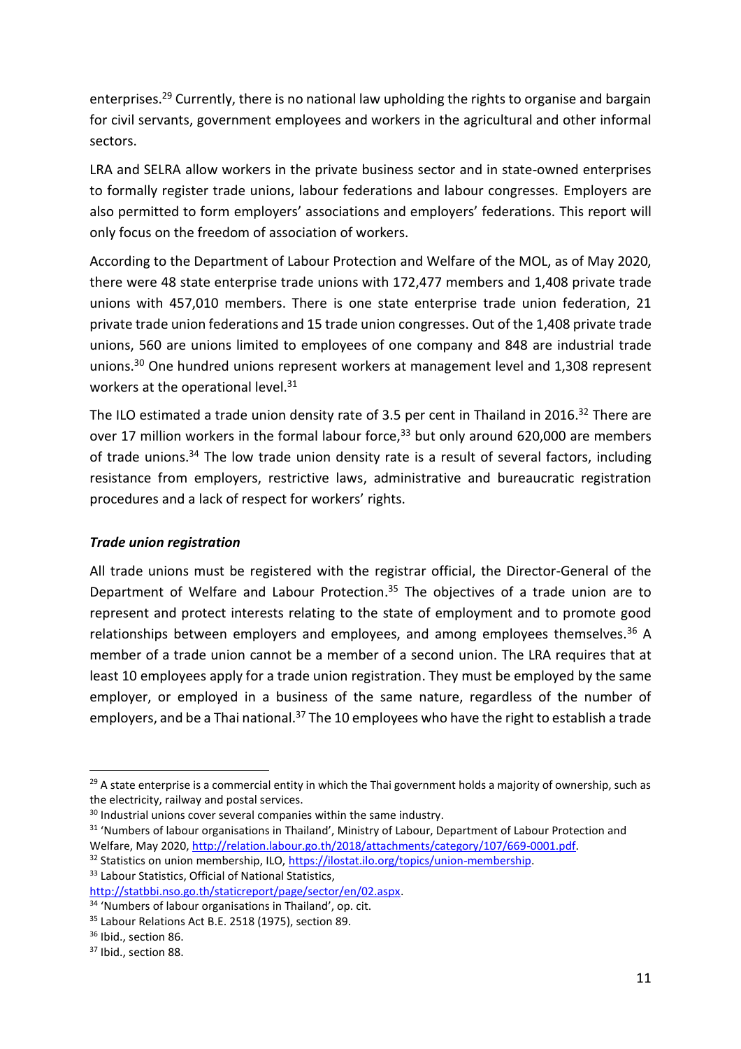enterprises.[29] Currently, there is no national law upholding the rights to organise and bargain for civil servants, government employees and workers in the agricultural and other informal sectors.

LRA and SELRA allow workers in the private business sector and in state-owned enterprises to formally register trade unions, labour federations and labour congresses. Employers are also permitted to form employers' associations and employers' federations. This report will only focus on the freedom of association of workers.

According to the Department of Labour Protection and Welfare of the MOL, as of May 2020, there were 48 state enterprise trade unions with 172,477 members and 1,408 private trade unions with 457,010 members. There is one state enterprise trade union federation, 21 private trade union federations and 15 trade union congresses. Out of the 1,408 private trade unions, 560 are unions limited to employees of one company and 848 are industrial trade unions.[30] One hundred unions represent workers at management level and 1,308 represent workers at the operational level.[31]

The ILO estimated a trade union density rate of 3.5 per cent in Thailand in 2016.[32] There are over 17 million workers in the formal labour force,[33] but only around 620,000 are members of trade unions.[34] The low trade union density rate is a result of several factors, including resistance from employers, restrictive laws, administrative and bureaucratic registration procedures and a lack of respect for workers' rights.

***Trade union registration***

All trade unions must be registered with the registrar official, the Director-General of the Department of Welfare and Labour Protection.[35] The objectives of a trade union are to represent and protect interests relating to the state of employment and to promote good relationships between employers and employees, and among employees themselves.[36] A member of a trade union cannot be a member of a second union. The LRA requires that at least 10 employees apply for a trade union registration. They must be employed by the same employer, or employed in a business of the same nature, regardless of the number of employers, and be a Thai national.[37] The 10 employees who have the right to establish a trade

---

[29] A state enterprise is a commercial entity in which the Thai government holds a majority of ownership, such as the electricity, railway and postal services.

[30] Industrial unions cover several companies within the same industry.

[31] 'Numbers of labour organisations in Thailand', Ministry of Labour, Department of Labour Protection and Welfare, May 2020, http://relation.labour.go.th/2018/attachments/category/107/669-0001.pdf.

[32] Statistics on union membership, ILO, https://ilostat.ilo.org/topics/union-membership.

[33] Labour Statistics, Official of National Statistics, http://statbbi.nso.go.th/staticreport/page/sector/en/02.aspx.

[34] 'Numbers of labour organisations in Thailand', op. cit.

[35] Labour Relations Act B.E. 2518 (1975), section 89.

[36] Ibid., section 86.

[37] Ibid., section 88.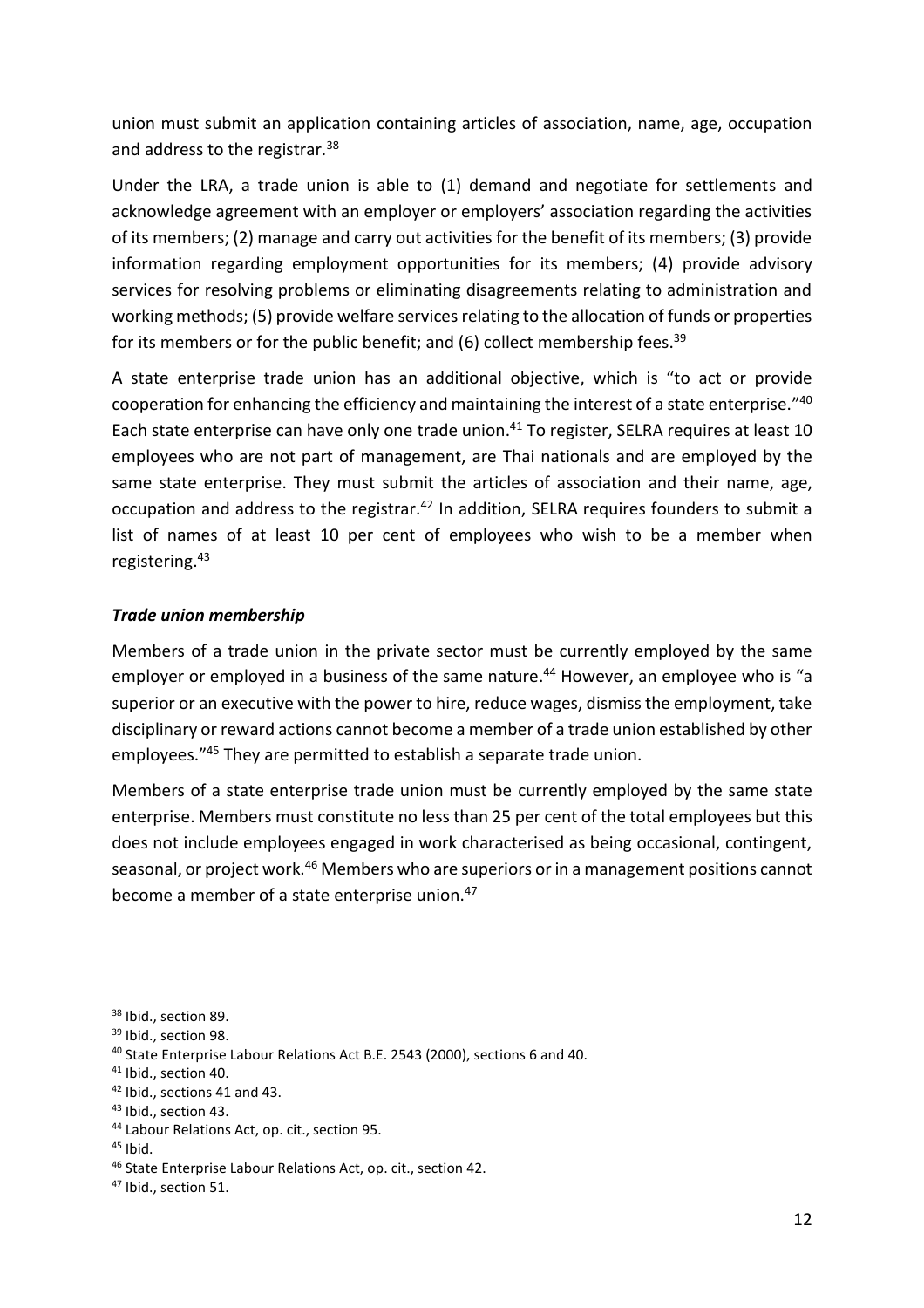union must submit an application containing articles of association, name, age, occupation and address to the registrar.[38]

Under the LRA, a trade union is able to (1) demand and negotiate for settlements and acknowledge agreement with an employer or employers' association regarding the activities of its members; (2) manage and carry out activities for the benefit of its members; (3) provide information regarding employment opportunities for its members; (4) provide advisory services for resolving problems or eliminating disagreements relating to administration and working methods; (5) provide welfare services relating to the allocation of funds or properties for its members or for the public benefit; and (6) collect membership fees.[39]

A state enterprise trade union has an additional objective, which is "to act or provide cooperation for enhancing the efficiency and maintaining the interest of a state enterprise."[40] Each state enterprise can have only one trade union.[41] To register, SELRA requires at least 10 employees who are not part of management, are Thai nationals and are employed by the same state enterprise. They must submit the articles of association and their name, age, occupation and address to the registrar.[42] In addition, SELRA requires founders to submit a list of names of at least 10 per cent of employees who wish to be a member when registering.[43]

### *Trade union membership*

Members of a trade union in the private sector must be currently employed by the same employer or employed in a business of the same nature.[44] However, an employee who is "a superior or an executive with the power to hire, reduce wages, dismiss the employment, take disciplinary or reward actions cannot become a member of a trade union established by other employees."[45] They are permitted to establish a separate trade union.

Members of a state enterprise trade union must be currently employed by the same state enterprise. Members must constitute no less than 25 per cent of the total employees but this does not include employees engaged in work characterised as being occasional, contingent, seasonal, or project work.[46] Members who are superiors or in a management positions cannot become a member of a state enterprise union.[47]

---

[38] Ibid., section 89.

[39] Ibid., section 98.

[40] State Enterprise Labour Relations Act B.E. 2543 (2000), sections 6 and 40.

[41] Ibid., section 40.

[42] Ibid., sections 41 and 43.

[43] Ibid., section 43.

[44] Labour Relations Act, op. cit., section 95.

[45] Ibid.

[46] State Enterprise Labour Relations Act, op. cit., section 42.

[47] Ibid., section 51.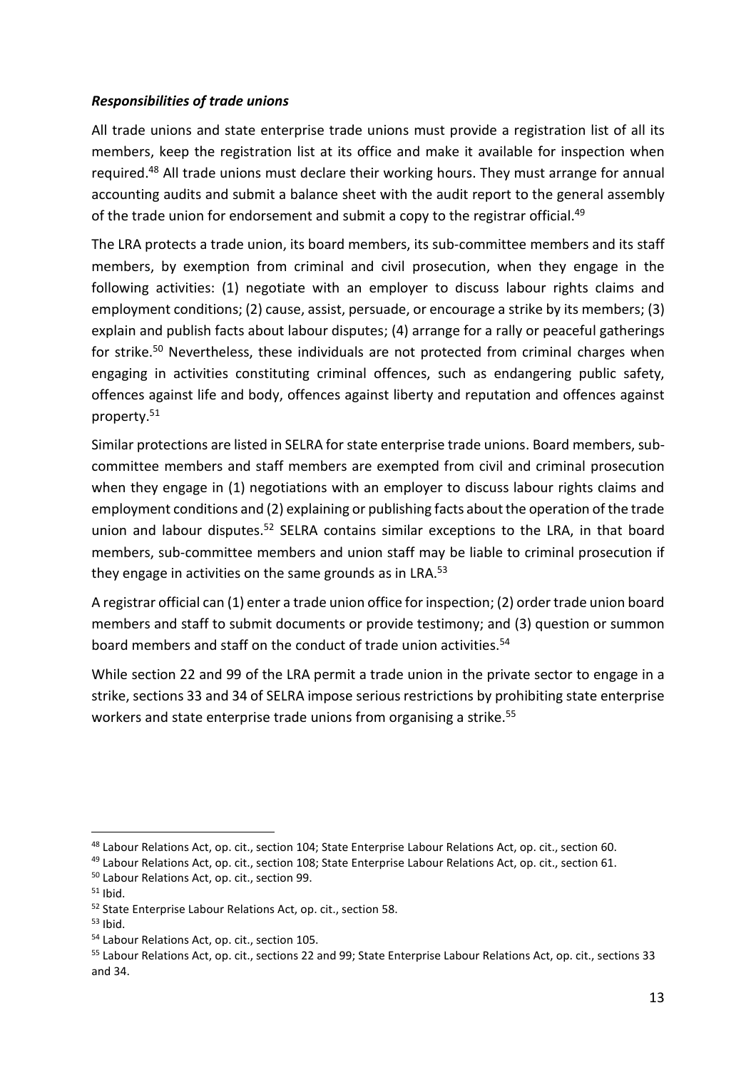***Responsibilities of trade unions***

All trade unions and state enterprise trade unions must provide a registration list of all its members, keep the registration list at its office and make it available for inspection when required.[48] All trade unions must declare their working hours. They must arrange for annual accounting audits and submit a balance sheet with the audit report to the general assembly of the trade union for endorsement and submit a copy to the registrar official.[49]

The LRA protects a trade union, its board members, its sub-committee members and its staff members, by exemption from criminal and civil prosecution, when they engage in the following activities: (1) negotiate with an employer to discuss labour rights claims and employment conditions; (2) cause, assist, persuade, or encourage a strike by its members; (3) explain and publish facts about labour disputes; (4) arrange for a rally or peaceful gatherings for strike.[50] Nevertheless, these individuals are not protected from criminal charges when engaging in activities constituting criminal offences, such as endangering public safety, offences against life and body, offences against liberty and reputation and offences against property.[51]

Similar protections are listed in SELRA for state enterprise trade unions. Board members, sub-committee members and staff members are exempted from civil and criminal prosecution when they engage in (1) negotiations with an employer to discuss labour rights claims and employment conditions and (2) explaining or publishing facts about the operation of the trade union and labour disputes.[52] SELRA contains similar exceptions to the LRA, in that board members, sub-committee members and union staff may be liable to criminal prosecution if they engage in activities on the same grounds as in LRA.[53]

A registrar official can (1) enter a trade union office for inspection; (2) order trade union board members and staff to submit documents or provide testimony; and (3) question or summon board members and staff on the conduct of trade union activities.[54]

While section 22 and 99 of the LRA permit a trade union in the private sector to engage in a strike, sections 33 and 34 of SELRA impose serious restrictions by prohibiting state enterprise workers and state enterprise trade unions from organising a strike.[55]

---

[48] Labour Relations Act, op. cit., section 104; State Enterprise Labour Relations Act, op. cit., section 60.

[49] Labour Relations Act, op. cit., section 108; State Enterprise Labour Relations Act, op. cit., section 61.

[50] Labour Relations Act, op. cit., section 99.

[51] Ibid.

[52] State Enterprise Labour Relations Act, op. cit., section 58.

[53] Ibid.

[54] Labour Relations Act, op. cit., section 105.

[55] Labour Relations Act, op. cit., sections 22 and 99; State Enterprise Labour Relations Act, op. cit., sections 33 and 34.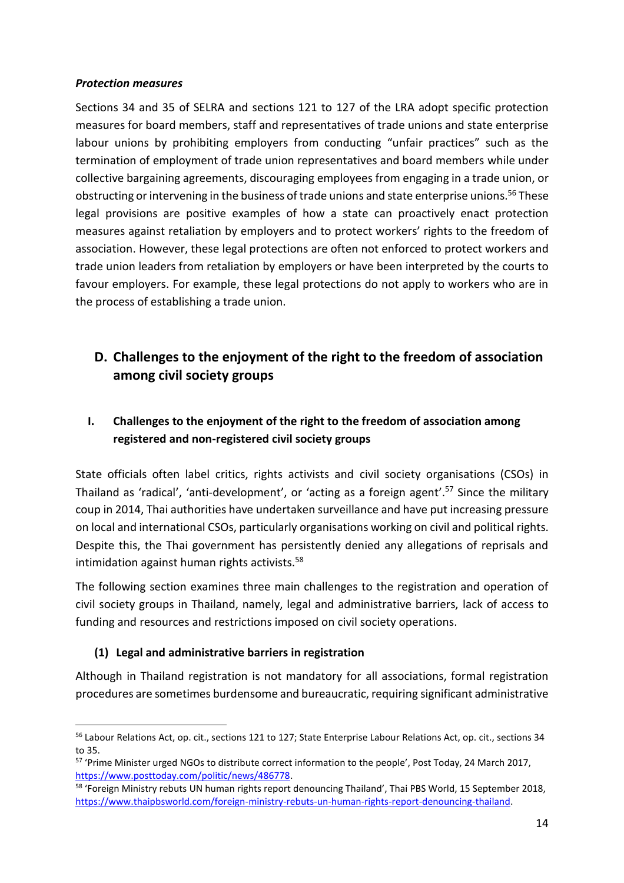***Protection measures***

Sections 34 and 35 of SELRA and sections 121 to 127 of the LRA adopt specific protection measures for board members, staff and representatives of trade unions and state enterprise labour unions by prohibiting employers from conducting "unfair practices" such as the termination of employment of trade union representatives and board members while under collective bargaining agreements, discouraging employees from engaging in a trade union, or obstructing or intervening in the business of trade unions and state enterprise unions.[56] These legal provisions are positive examples of how a state can proactively enact protection measures against retaliation by employers and to protect workers' rights to the freedom of association. However, these legal protections are often not enforced to protect workers and trade union leaders from retaliation by employers or have been interpreted by the courts to favour employers. For example, these legal protections do not apply to workers who are in the process of establishing a trade union.

## D. Challenges to the enjoyment of the right to the freedom of association among civil society groups

### I. Challenges to the enjoyment of the right to the freedom of association among registered and non-registered civil society groups

State officials often label critics, rights activists and civil society organisations (CSOs) in Thailand as 'radical', 'anti-development', or 'acting as a foreign agent'.[57] Since the military coup in 2014, Thai authorities have undertaken surveillance and have put increasing pressure on local and international CSOs, particularly organisations working on civil and political rights. Despite this, the Thai government has persistently denied any allegations of reprisals and intimidation against human rights activists.[58]

The following section examines three main challenges to the registration and operation of civil society groups in Thailand, namely, legal and administrative barriers, lack of access to funding and resources and restrictions imposed on civil society operations.

#### (1) Legal and administrative barriers in registration

Although in Thailand registration is not mandatory for all associations, formal registration procedures are sometimes burdensome and bureaucratic, requiring significant administrative

---

[56] Labour Relations Act, op. cit., sections 121 to 127; State Enterprise Labour Relations Act, op. cit., sections 34 to 35.

[57] 'Prime Minister urged NGOs to distribute correct information to the people', Post Today, 24 March 2017, https://www.posttoday.com/politic/news/486778.

[58] 'Foreign Ministry rebuts UN human rights report denouncing Thailand', Thai PBS World, 15 September 2018, https://www.thaipbsworld.com/foreign-ministry-rebuts-un-human-rights-report-denouncing-thailand.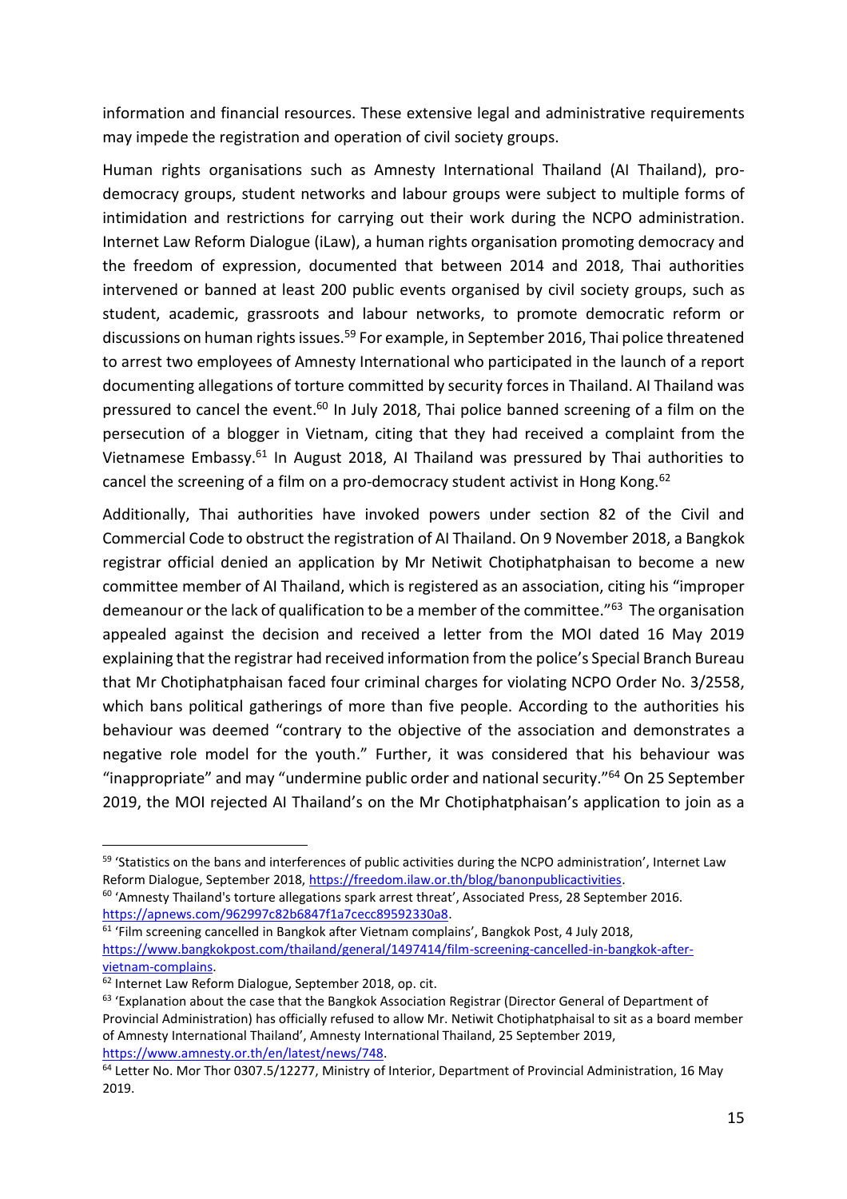information and financial resources. These extensive legal and administrative requirements may impede the registration and operation of civil society groups.

Human rights organisations such as Amnesty International Thailand (AI Thailand), pro-democracy groups, student networks and labour groups were subject to multiple forms of intimidation and restrictions for carrying out their work during the NCPO administration. Internet Law Reform Dialogue (iLaw), a human rights organisation promoting democracy and the freedom of expression, documented that between 2014 and 2018, Thai authorities intervened or banned at least 200 public events organised by civil society groups, such as student, academic, grassroots and labour networks, to promote democratic reform or discussions on human rights issues.[59] For example, in September 2016, Thai police threatened to arrest two employees of Amnesty International who participated in the launch of a report documenting allegations of torture committed by security forces in Thailand. AI Thailand was pressured to cancel the event.[60] In July 2018, Thai police banned screening of a film on the persecution of a blogger in Vietnam, citing that they had received a complaint from the Vietnamese Embassy.[61] In August 2018, AI Thailand was pressured by Thai authorities to cancel the screening of a film on a pro-democracy student activist in Hong Kong.[62]

Additionally, Thai authorities have invoked powers under section 82 of the Civil and Commercial Code to obstruct the registration of AI Thailand. On 9 November 2018, a Bangkok registrar official denied an application by Mr Netiwit Chotiphatphaisan to become a new committee member of AI Thailand, which is registered as an association, citing his "improper demeanour or the lack of qualification to be a member of the committee."[63] The organisation appealed against the decision and received a letter from the MOI dated 16 May 2019 explaining that the registrar had received information from the police's Special Branch Bureau that Mr Chotiphatphaisan faced four criminal charges for violating NCPO Order No. 3/2558, which bans political gatherings of more than five people. According to the authorities his behaviour was deemed "contrary to the objective of the association and demonstrates a negative role model for the youth." Further, it was considered that his behaviour was "inappropriate" and may "undermine public order and national security."[64] On 25 September 2019, the MOI rejected AI Thailand's on the Mr Chotiphatphaisan's application to join as a

---

[59] 'Statistics on the bans and interferences of public activities during the NCPO administration', Internet Law Reform Dialogue, September 2018, https://freedom.ilaw.or.th/blog/banonpublicactivities.

[60] 'Amnesty Thailand's torture allegations spark arrest threat', Associated Press, 28 September 2016. https://apnews.com/962997c82b6847f1a7cecc89592330a8.

[61] 'Film screening cancelled in Bangkok after Vietnam complains', Bangkok Post, 4 July 2018, https://www.bangkokpost.com/thailand/general/1497414/film-screening-cancelled-in-bangkok-after-vietnam-complains.

[62] Internet Law Reform Dialogue, September 2018, op. cit.

[63] 'Explanation about the case that the Bangkok Association Registrar (Director General of Department of Provincial Administration) has officially refused to allow Mr. Netiwit Chotiphatphaisal to sit as a board member of Amnesty International Thailand', Amnesty International Thailand, 25 September 2019, https://www.amnesty.or.th/en/latest/news/748.

[64] Letter No. Mor Thor 0307.5/12277, Ministry of Interior, Department of Provincial Administration, 16 May 2019.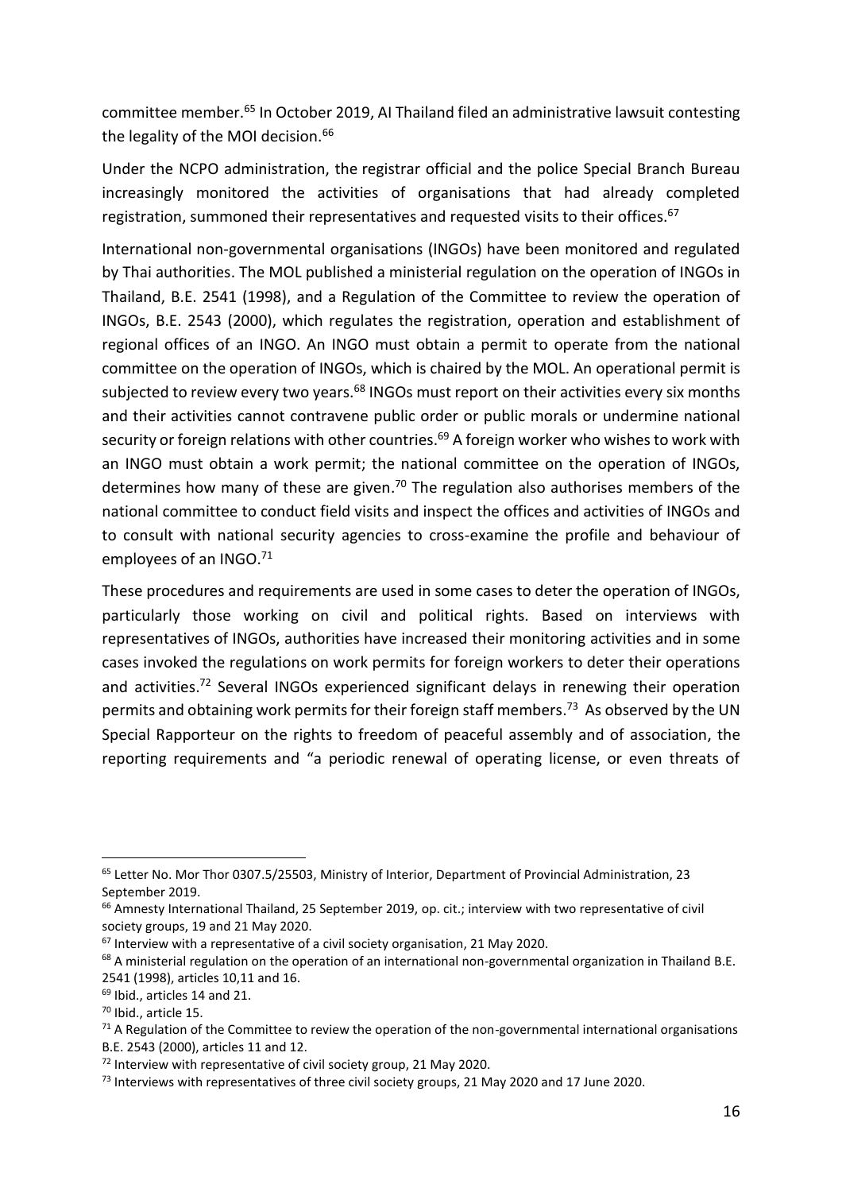committee member.[65] In October 2019, AI Thailand filed an administrative lawsuit contesting the legality of the MOI decision.[66]

Under the NCPO administration, the registrar official and the police Special Branch Bureau increasingly monitored the activities of organisations that had already completed registration, summoned their representatives and requested visits to their offices.[67]

International non-governmental organisations (INGOs) have been monitored and regulated by Thai authorities. The MOL published a ministerial regulation on the operation of INGOs in Thailand, B.E. 2541 (1998), and a Regulation of the Committee to review the operation of INGOs, B.E. 2543 (2000), which regulates the registration, operation and establishment of regional offices of an INGO. An INGO must obtain a permit to operate from the national committee on the operation of INGOs, which is chaired by the MOL. An operational permit is subjected to review every two years.[68] INGOs must report on their activities every six months and their activities cannot contravene public order or public morals or undermine national security or foreign relations with other countries.[69] A foreign worker who wishes to work with an INGO must obtain a work permit; the national committee on the operation of INGOs, determines how many of these are given.[70] The regulation also authorises members of the national committee to conduct field visits and inspect the offices and activities of INGOs and to consult with national security agencies to cross-examine the profile and behaviour of employees of an INGO.[71]

These procedures and requirements are used in some cases to deter the operation of INGOs, particularly those working on civil and political rights. Based on interviews with representatives of INGOs, authorities have increased their monitoring activities and in some cases invoked the regulations on work permits for foreign workers to deter their operations and activities.[72] Several INGOs experienced significant delays in renewing their operation permits and obtaining work permits for their foreign staff members.[73] As observed by the UN Special Rapporteur on the rights to freedom of peaceful assembly and of association, the reporting requirements and "a periodic renewal of operating license, or even threats of

---

[65] Letter No. Mor Thor 0307.5/25503, Ministry of Interior, Department of Provincial Administration, 23 September 2019.

[66] Amnesty International Thailand, 25 September 2019, op. cit.; interview with two representative of civil society groups, 19 and 21 May 2020.

[67] Interview with a representative of a civil society organisation, 21 May 2020.

[68] A ministerial regulation on the operation of an international non-governmental organization in Thailand B.E. 2541 (1998), articles 10,11 and 16.

[69] Ibid., articles 14 and 21.

[70] Ibid., article 15.

[71] A Regulation of the Committee to review the operation of the non-governmental international organisations B.E. 2543 (2000), articles 11 and 12.

[72] Interview with representative of civil society group, 21 May 2020.

[73] Interviews with representatives of three civil society groups, 21 May 2020 and 17 June 2020.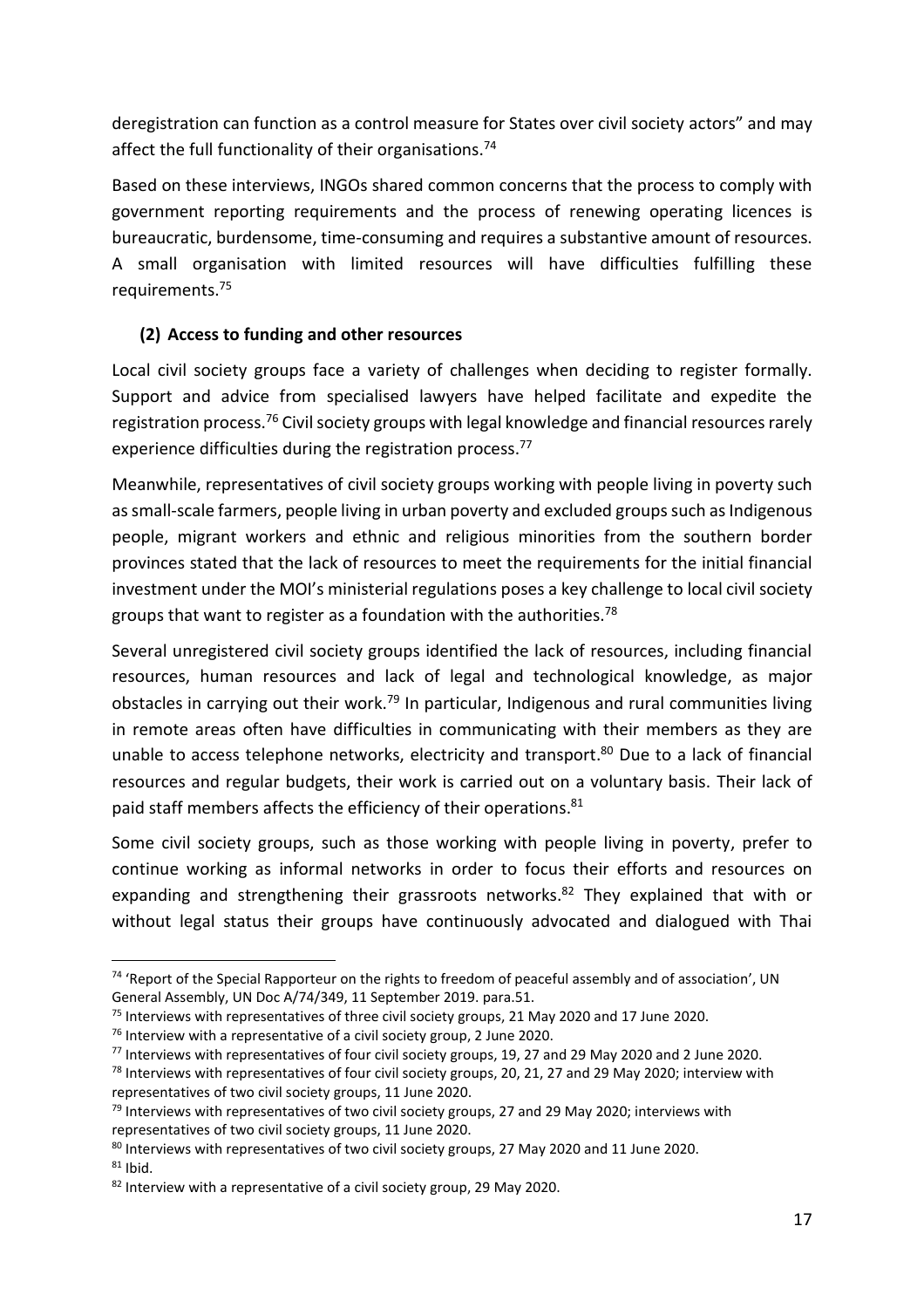deregistration can function as a control measure for States over civil society actors" and may affect the full functionality of their organisations.[74]

Based on these interviews, INGOs shared common concerns that the process to comply with government reporting requirements and the process of renewing operating licences is bureaucratic, burdensome, time-consuming and requires a substantive amount of resources. A small organisation with limited resources will have difficulties fulfilling these requirements.[75]

#### (2) Access to funding and other resources

Local civil society groups face a variety of challenges when deciding to register formally. Support and advice from specialised lawyers have helped facilitate and expedite the registration process.[76] Civil society groups with legal knowledge and financial resources rarely experience difficulties during the registration process.[77]

Meanwhile, representatives of civil society groups working with people living in poverty such as small-scale farmers, people living in urban poverty and excluded groups such as Indigenous people, migrant workers and ethnic and religious minorities from the southern border provinces stated that the lack of resources to meet the requirements for the initial financial investment under the MOI's ministerial regulations poses a key challenge to local civil society groups that want to register as a foundation with the authorities.[78]

Several unregistered civil society groups identified the lack of resources, including financial resources, human resources and lack of legal and technological knowledge, as major obstacles in carrying out their work.[79] In particular, Indigenous and rural communities living in remote areas often have difficulties in communicating with their members as they are unable to access telephone networks, electricity and transport.[80] Due to a lack of financial resources and regular budgets, their work is carried out on a voluntary basis. Their lack of paid staff members affects the efficiency of their operations.[81]

Some civil society groups, such as those working with people living in poverty, prefer to continue working as informal networks in order to focus their efforts and resources on expanding and strengthening their grassroots networks.[82] They explained that with or without legal status their groups have continuously advocated and dialogued with Thai

---

[74] 'Report of the Special Rapporteur on the rights to freedom of peaceful assembly and of association', UN General Assembly, UN Doc A/74/349, 11 September 2019. para.51.

[75] Interviews with representatives of three civil society groups, 21 May 2020 and 17 June 2020.

[76] Interview with a representative of a civil society group, 2 June 2020.

[77] Interviews with representatives of four civil society groups, 19, 27 and 29 May 2020 and 2 June 2020.

[78] Interviews with representatives of four civil society groups, 20, 21, 27 and 29 May 2020; interview with representatives of two civil society groups, 11 June 2020.

[79] Interviews with representatives of two civil society groups, 27 and 29 May 2020; interviews with representatives of two civil society groups, 11 June 2020.

[80] Interviews with representatives of two civil society groups, 27 May 2020 and 11 June 2020.

[81] Ibid.

[82] Interview with a representative of a civil society group, 29 May 2020.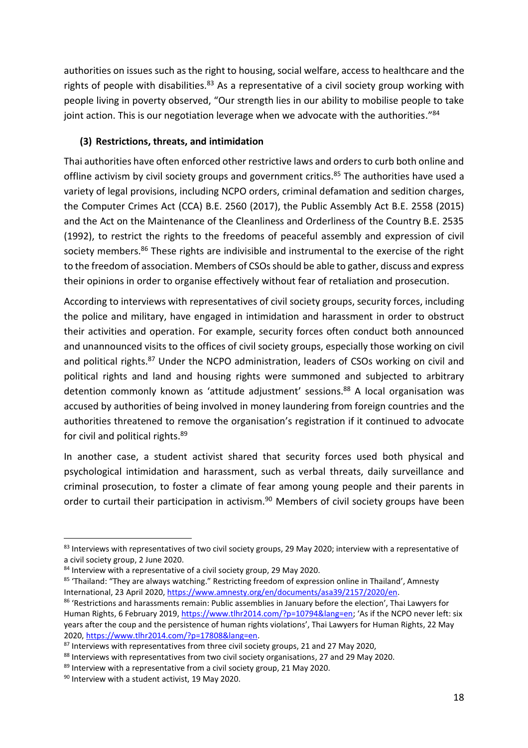authorities on issues such as the right to housing, social welfare, access to healthcare and the rights of people with disabilities.[83] As a representative of a civil society group working with people living in poverty observed, "Our strength lies in our ability to mobilise people to take joint action. This is our negotiation leverage when we advocate with the authorities."[84]

### (3) Restrictions, threats, and intimidation

Thai authorities have often enforced other restrictive laws and orders to curb both online and offline activism by civil society groups and government critics.[85] The authorities have used a variety of legal provisions, including NCPO orders, criminal defamation and sedition charges, the Computer Crimes Act (CCA) B.E. 2560 (2017), the Public Assembly Act B.E. 2558 (2015) and the Act on the Maintenance of the Cleanliness and Orderliness of the Country B.E. 2535 (1992), to restrict the rights to the freedoms of peaceful assembly and expression of civil society members.[86] These rights are indivisible and instrumental to the exercise of the right to the freedom of association. Members of CSOs should be able to gather, discuss and express their opinions in order to organise effectively without fear of retaliation and prosecution.

According to interviews with representatives of civil society groups, security forces, including the police and military, have engaged in intimidation and harassment in order to obstruct their activities and operation. For example, security forces often conduct both announced and unannounced visits to the offices of civil society groups, especially those working on civil and political rights.[87] Under the NCPO administration, leaders of CSOs working on civil and political rights and land and housing rights were summoned and subjected to arbitrary detention commonly known as 'attitude adjustment' sessions.[88] A local organisation was accused by authorities of being involved in money laundering from foreign countries and the authorities threatened to remove the organisation's registration if it continued to advocate for civil and political rights.[89]

In another case, a student activist shared that security forces used both physical and psychological intimidation and harassment, such as verbal threats, daily surveillance and criminal prosecution, to foster a climate of fear among young people and their parents in order to curtail their participation in activism.[90] Members of civil society groups have been

---

[83] Interviews with representatives of two civil society groups, 29 May 2020; interview with a representative of a civil society group, 2 June 2020.

[84] Interview with a representative of a civil society group, 29 May 2020.

[85] 'Thailand: "They are always watching." Restricting freedom of expression online in Thailand', Amnesty International, 23 April 2020, https://www.amnesty.org/en/documents/asa39/2157/2020/en.

[86] 'Restrictions and harassments remain: Public assemblies in January before the election', Thai Lawyers for Human Rights, 6 February 2019, https://www.tlhr2014.com/?p=10794&lang=en; 'As if the NCPO never left: six years after the coup and the persistence of human rights violations', Thai Lawyers for Human Rights, 22 May 2020, https://www.tlhr2014.com/?p=17808&lang=en.

[87] Interviews with representatives from three civil society groups, 21 and 27 May 2020,

[88] Interviews with representatives from two civil society organisations, 27 and 29 May 2020.

[89] Interview with a representative from a civil society group, 21 May 2020.

[90] Interview with a student activist, 19 May 2020.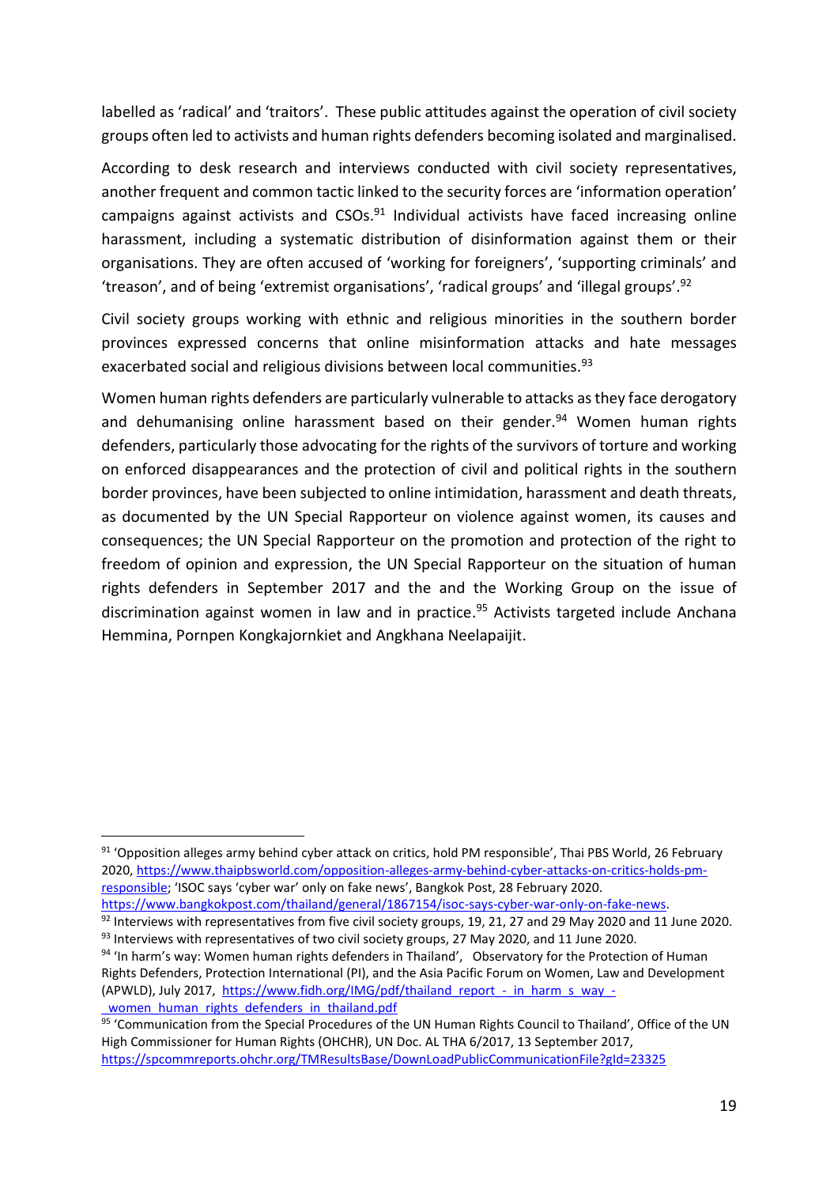labelled as 'radical' and 'traitors'. These public attitudes against the operation of civil society groups often led to activists and human rights defenders becoming isolated and marginalised.

According to desk research and interviews conducted with civil society representatives, another frequent and common tactic linked to the security forces are 'information operation' campaigns against activists and CSOs.[91] Individual activists have faced increasing online harassment, including a systematic distribution of disinformation against them or their organisations. They are often accused of 'working for foreigners', 'supporting criminals' and 'treason', and of being 'extremist organisations', 'radical groups' and 'illegal groups'.[92]

Civil society groups working with ethnic and religious minorities in the southern border provinces expressed concerns that online misinformation attacks and hate messages exacerbated social and religious divisions between local communities.[93]

Women human rights defenders are particularly vulnerable to attacks as they face derogatory and dehumanising online harassment based on their gender.[94] Women human rights defenders, particularly those advocating for the rights of the survivors of torture and working on enforced disappearances and the protection of civil and political rights in the southern border provinces, have been subjected to online intimidation, harassment and death threats, as documented by the UN Special Rapporteur on violence against women, its causes and consequences; the UN Special Rapporteur on the promotion and protection of the right to freedom of opinion and expression, the UN Special Rapporteur on the situation of human rights defenders in September 2017 and the and the Working Group on the issue of discrimination against women in law and in practice.[95] Activists targeted include Anchana Hemmina, Pornpen Kongkajornkiet and Angkhana Neelapaijit.

---

[91] 'Opposition alleges army behind cyber attack on critics, hold PM responsible', Thai PBS World, 26 February 2020, https://www.thaipbsworld.com/opposition-alleges-army-behind-cyber-attacks-on-critics-holds-pm-responsible; 'ISOC says 'cyber war' only on fake news', Bangkok Post, 28 February 2020. https://www.bangkokpost.com/thailand/general/1867154/isoc-says-cyber-war-only-on-fake-news.

[92] Interviews with representatives from five civil society groups, 19, 21, 27 and 29 May 2020 and 11 June 2020.

[93] Interviews with representatives of two civil society groups, 27 May 2020, and 11 June 2020.

[94] 'In harm's way: Women human rights defenders in Thailand', Observatory for the Protection of Human Rights Defenders, Protection International (PI), and the Asia Pacific Forum on Women, Law and Development (APWLD), July 2017, https://www.fidh.org/IMG/pdf/thailand_report_-_in_harm_s_way_-_women_human_rights_defenders_in_thailand.pdf

[95] 'Communication from the Special Procedures of the UN Human Rights Council to Thailand', Office of the UN High Commissioner for Human Rights (OHCHR), UN Doc. AL THA 6/2017, 13 September 2017, https://spcommreports.ohchr.org/TMResultsBase/DownLoadPublicCommunicationFile?gId=23325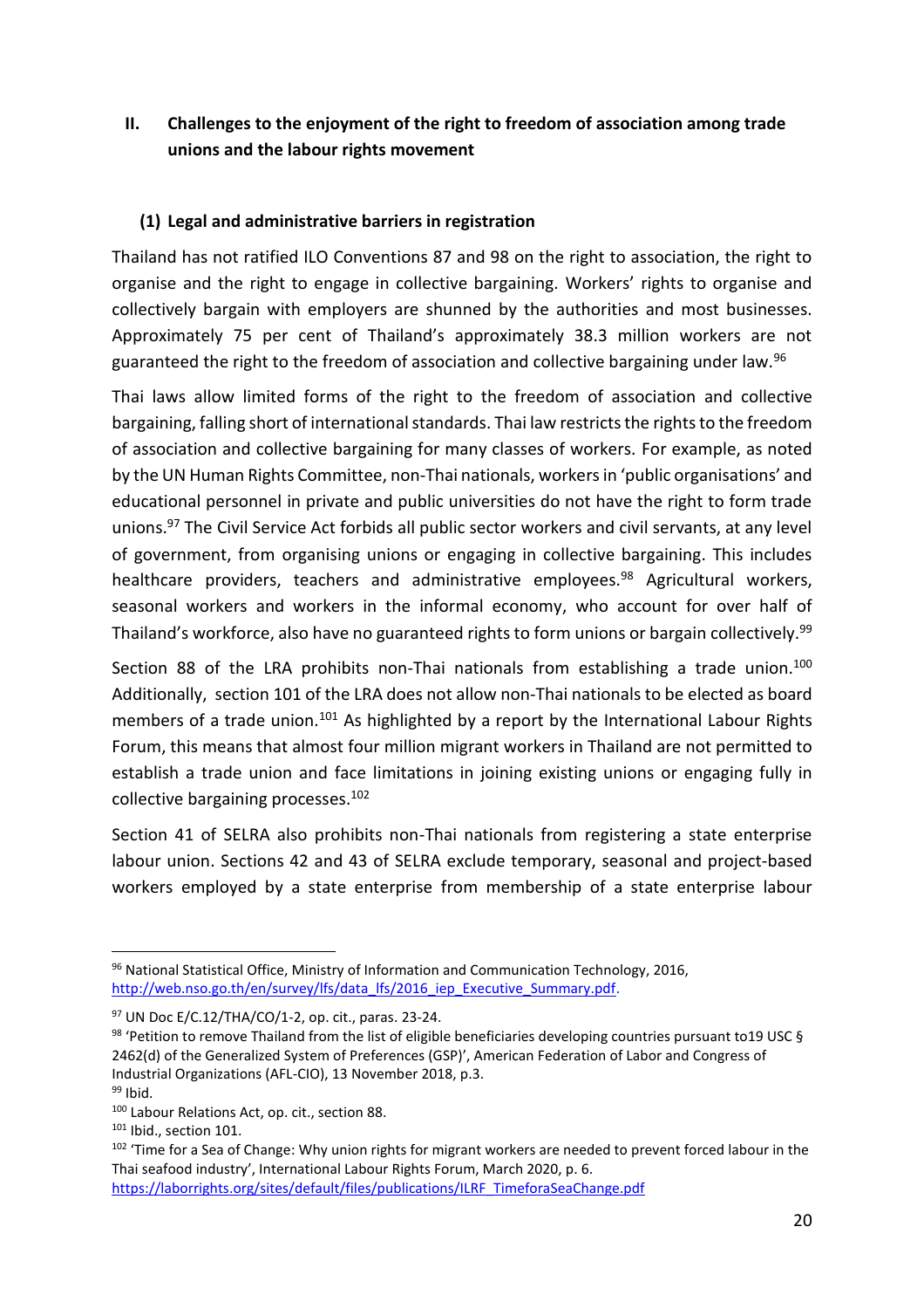## II. Challenges to the enjoyment of the right to freedom of association among trade unions and the labour rights movement

### (1) Legal and administrative barriers in registration

Thailand has not ratified ILO Conventions 87 and 98 on the right to association, the right to organise and the right to engage in collective bargaining. Workers' rights to organise and collectively bargain with employers are shunned by the authorities and most businesses. Approximately 75 per cent of Thailand's approximately 38.3 million workers are not guaranteed the right to the freedom of association and collective bargaining under law.[96]

Thai laws allow limited forms of the right to the freedom of association and collective bargaining, falling short of international standards. Thai law restricts the rights to the freedom of association and collective bargaining for many classes of workers. For example, as noted by the UN Human Rights Committee, non-Thai nationals, workers in 'public organisations' and educational personnel in private and public universities do not have the right to form trade unions.[97] The Civil Service Act forbids all public sector workers and civil servants, at any level of government, from organising unions or engaging in collective bargaining. This includes healthcare providers, teachers and administrative employees.[98] Agricultural workers, seasonal workers and workers in the informal economy, who account for over half of Thailand's workforce, also have no guaranteed rights to form unions or bargain collectively.[99]

Section 88 of the LRA prohibits non-Thai nationals from establishing a trade union.[100] Additionally, section 101 of the LRA does not allow non-Thai nationals to be elected as board members of a trade union.[101] As highlighted by a report by the International Labour Rights Forum, this means that almost four million migrant workers in Thailand are not permitted to establish a trade union and face limitations in joining existing unions or engaging fully in collective bargaining processes.[102]

Section 41 of SELRA also prohibits non-Thai nationals from registering a state enterprise labour union. Sections 42 and 43 of SELRA exclude temporary, seasonal and project-based workers employed by a state enterprise from membership of a state enterprise labour

---

[96] National Statistical Office, Ministry of Information and Communication Technology, 2016, http://web.nso.go.th/en/survey/lfs/data_lfs/2016_iep_Executive_Summary.pdf.

[97] UN Doc E/C.12/THA/CO/1-2, op. cit., paras. 23-24.

[98] 'Petition to remove Thailand from the list of eligible beneficiaries developing countries pursuant to19 USC § 2462(d) of the Generalized System of Preferences (GSP)', American Federation of Labor and Congress of Industrial Organizations (AFL-CIO), 13 November 2018, p.3.

[99] Ibid.

[100] Labour Relations Act, op. cit., section 88.

[101] Ibid., section 101.

[102] 'Time for a Sea of Change: Why union rights for migrant workers are needed to prevent forced labour in the Thai seafood industry', International Labour Rights Forum, March 2020, p. 6. https://laborrights.org/sites/default/files/publications/ILRF_TimeforaSeaChange.pdf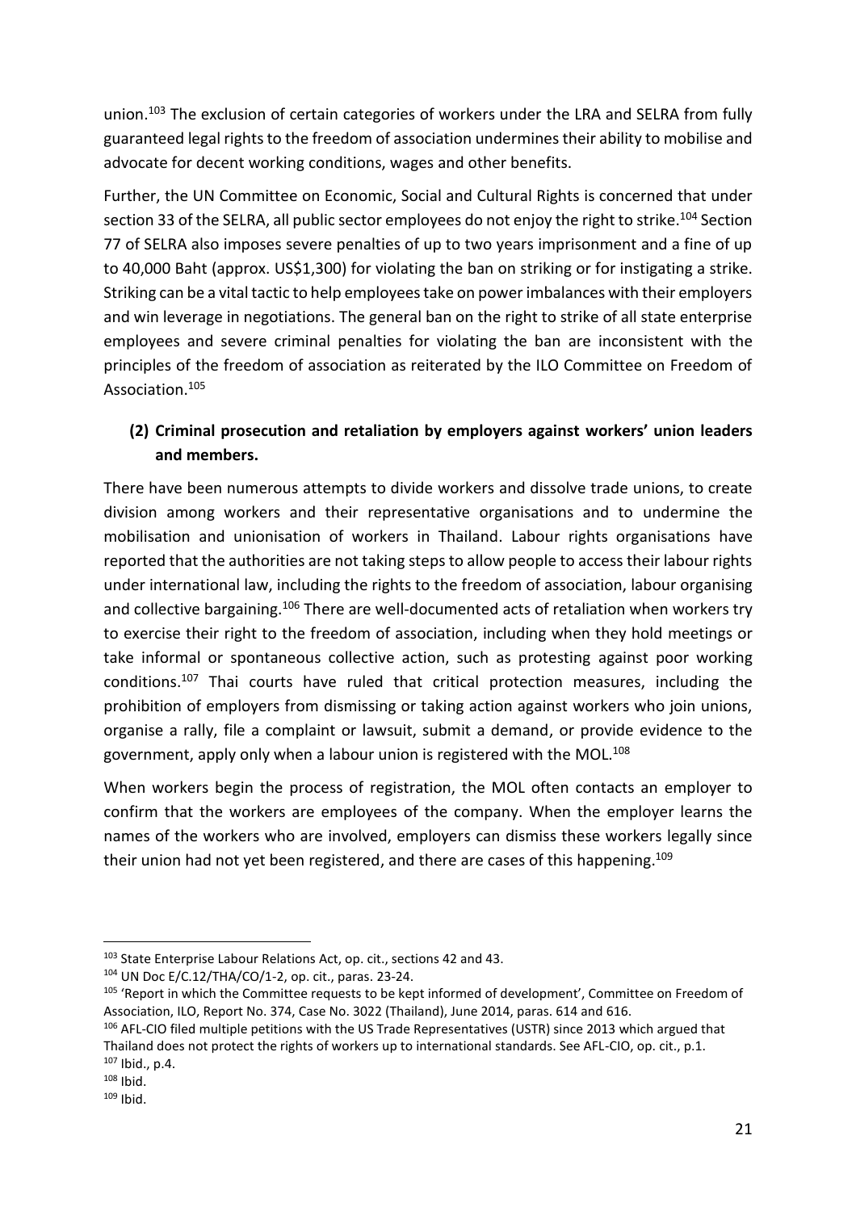union.[103] The exclusion of certain categories of workers under the LRA and SELRA from fully guaranteed legal rights to the freedom of association undermines their ability to mobilise and advocate for decent working conditions, wages and other benefits.

Further, the UN Committee on Economic, Social and Cultural Rights is concerned that under section 33 of the SELRA, all public sector employees do not enjoy the right to strike.[104] Section 77 of SELRA also imposes severe penalties of up to two years imprisonment and a fine of up to 40,000 Baht (approx. US$1,300) for violating the ban on striking or for instigating a strike. Striking can be a vital tactic to help employees take on power imbalances with their employers and win leverage in negotiations. The general ban on the right to strike of all state enterprise employees and severe criminal penalties for violating the ban are inconsistent with the principles of the freedom of association as reiterated by the ILO Committee on Freedom of Association.[105]

### (2) Criminal prosecution and retaliation by employers against workers' union leaders and members.

There have been numerous attempts to divide workers and dissolve trade unions, to create division among workers and their representative organisations and to undermine the mobilisation and unionisation of workers in Thailand. Labour rights organisations have reported that the authorities are not taking steps to allow people to access their labour rights under international law, including the rights to the freedom of association, labour organising and collective bargaining.[106] There are well-documented acts of retaliation when workers try to exercise their right to the freedom of association, including when they hold meetings or take informal or spontaneous collective action, such as protesting against poor working conditions.[107] Thai courts have ruled that critical protection measures, including the prohibition of employers from dismissing or taking action against workers who join unions, organise a rally, file a complaint or lawsuit, submit a demand, or provide evidence to the government, apply only when a labour union is registered with the MOL.[108]

When workers begin the process of registration, the MOL often contacts an employer to confirm that the workers are employees of the company. When the employer learns the names of the workers who are involved, employers can dismiss these workers legally since their union had not yet been registered, and there are cases of this happening.[109]

---

[103] State Enterprise Labour Relations Act, op. cit., sections 42 and 43.

[104] UN Doc E/C.12/THA/CO/1-2, op. cit., paras. 23-24.

[105] 'Report in which the Committee requests to be kept informed of development', Committee on Freedom of Association, ILO, Report No. 374, Case No. 3022 (Thailand), June 2014, paras. 614 and 616.

[106] AFL-CIO filed multiple petitions with the US Trade Representatives (USTR) since 2013 which argued that Thailand does not protect the rights of workers up to international standards. See AFL-CIO, op. cit., p.1.

[107] Ibid., p.4.

[108] Ibid.

[109] Ibid.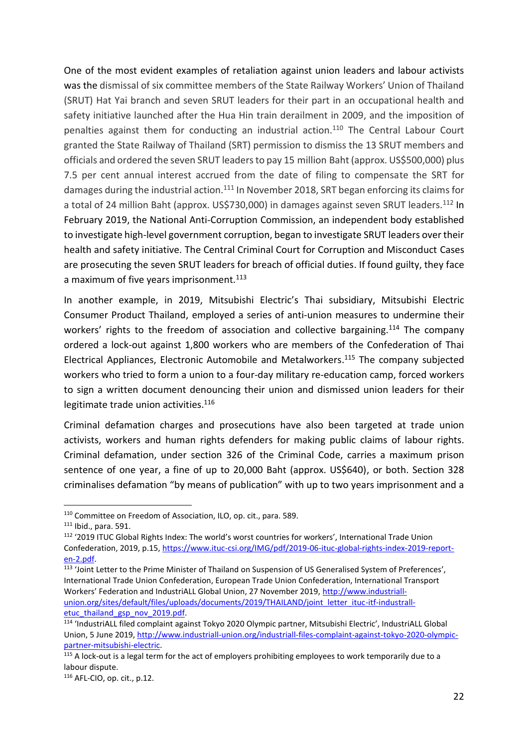One of the most evident examples of retaliation against union leaders and labour activists was the dismissal of six committee members of the State Railway Workers' Union of Thailand (SRUT) Hat Yai branch and seven SRUT leaders for their part in an occupational health and safety initiative launched after the Hua Hin train derailment in 2009, and the imposition of penalties against them for conducting an industrial action.[110] The Central Labour Court granted the State Railway of Thailand (SRT) permission to dismiss the 13 SRUT members and officials and ordered the seven SRUT leaders to pay 15 million Baht (approx. US$500,000) plus 7.5 per cent annual interest accrued from the date of filing to compensate the SRT for damages during the industrial action.[111] In November 2018, SRT began enforcing its claims for a total of 24 million Baht (approx. US$730,000) in damages against seven SRUT leaders.[112] In February 2019, the National Anti-Corruption Commission, an independent body established to investigate high-level government corruption, began to investigate SRUT leaders over their health and safety initiative. The Central Criminal Court for Corruption and Misconduct Cases are prosecuting the seven SRUT leaders for breach of official duties. If found guilty, they face a maximum of five years imprisonment.[113]

In another example, in 2019, Mitsubishi Electric's Thai subsidiary, Mitsubishi Electric Consumer Product Thailand, employed a series of anti-union measures to undermine their workers' rights to the freedom of association and collective bargaining.[114] The company ordered a lock-out against 1,800 workers who are members of the Confederation of Thai Electrical Appliances, Electronic Automobile and Metalworkers.[115] The company subjected workers who tried to form a union to a four-day military re-education camp, forced workers to sign a written document denouncing their union and dismissed union leaders for their legitimate trade union activities.[116]

Criminal defamation charges and prosecutions have also been targeted at trade union activists, workers and human rights defenders for making public claims of labour rights. Criminal defamation, under section 326 of the Criminal Code, carries a maximum prison sentence of one year, a fine of up to 20,000 Baht (approx. US$640), or both. Section 328 criminalises defamation "by means of publication" with up to two years imprisonment and a

---

[110] Committee on Freedom of Association, ILO, op. cit., para. 589.

[111] Ibid., para. 591.

[112] '2019 ITUC Global Rights Index: The world's worst countries for workers', International Trade Union Confederation, 2019, p.15, https://www.ituc-csi.org/IMG/pdf/2019-06-ituc-global-rights-index-2019-report-en-2.pdf.

[113] 'Joint Letter to the Prime Minister of Thailand on Suspension of US Generalised System of Preferences', International Trade Union Confederation, European Trade Union Confederation, International Transport Workers' Federation and IndustriALL Global Union, 27 November 2019, http://www.industriall-union.org/sites/default/files/uploads/documents/2019/THAILAND/joint_letter_ituc-itf-industrall-etuc_thailand_gsp_nov_2019.pdf.

[114] 'IndustriALL filed complaint against Tokyo 2020 Olympic partner, Mitsubishi Electric', IndustriALL Global Union, 5 June 2019, http://www.industriall-union.org/industriall-files-complaint-against-tokyo-2020-olympic-partner-mitsubishi-electric.

[115] A lock-out is a legal term for the act of employers prohibiting employees to work temporarily due to a labour dispute.

[116] AFL-CIO, op. cit., p.12.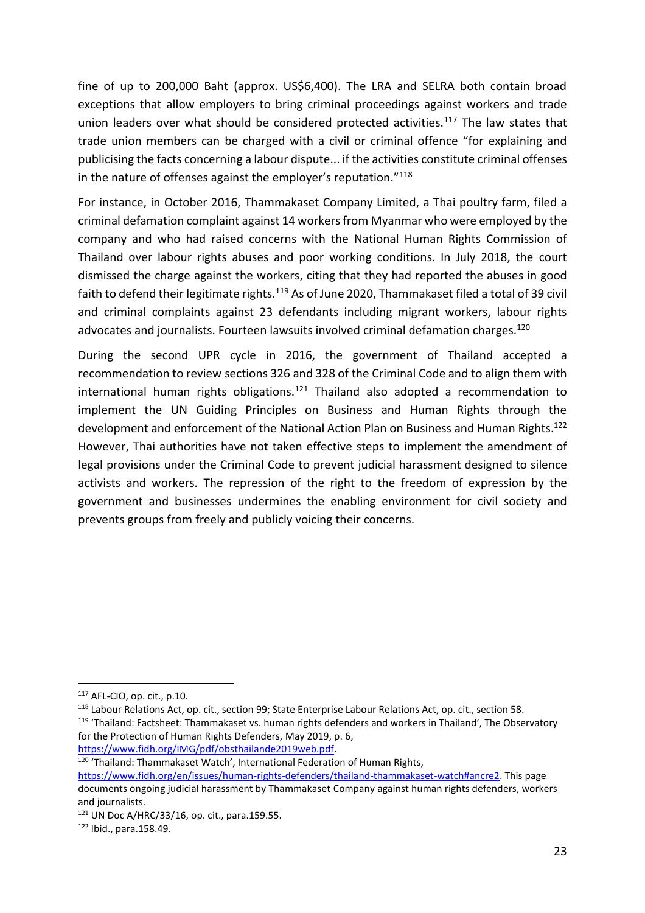fine of up to 200,000 Baht (approx. US$6,400). The LRA and SELRA both contain broad exceptions that allow employers to bring criminal proceedings against workers and trade union leaders over what should be considered protected activities.[117] The law states that trade union members can be charged with a civil or criminal offence "for explaining and publicising the facts concerning a labour dispute... if the activities constitute criminal offenses in the nature of offenses against the employer's reputation."[118]

For instance, in October 2016, Thammakaset Company Limited, a Thai poultry farm, filed a criminal defamation complaint against 14 workers from Myanmar who were employed by the company and who had raised concerns with the National Human Rights Commission of Thailand over labour rights abuses and poor working conditions. In July 2018, the court dismissed the charge against the workers, citing that they had reported the abuses in good faith to defend their legitimate rights.[119] As of June 2020, Thammakaset filed a total of 39 civil and criminal complaints against 23 defendants including migrant workers, labour rights advocates and journalists. Fourteen lawsuits involved criminal defamation charges.[120]

During the second UPR cycle in 2016, the government of Thailand accepted a recommendation to review sections 326 and 328 of the Criminal Code and to align them with international human rights obligations.[121] Thailand also adopted a recommendation to implement the UN Guiding Principles on Business and Human Rights through the development and enforcement of the National Action Plan on Business and Human Rights.[122] However, Thai authorities have not taken effective steps to implement the amendment of legal provisions under the Criminal Code to prevent judicial harassment designed to silence activists and workers. The repression of the right to the freedom of expression by the government and businesses undermines the enabling environment for civil society and prevents groups from freely and publicly voicing their concerns.

---

[117] AFL-CIO, op. cit., p.10.

[118] Labour Relations Act, op. cit., section 99; State Enterprise Labour Relations Act, op. cit., section 58.

[119] 'Thailand: Factsheet: Thammakaset vs. human rights defenders and workers in Thailand', The Observatory for the Protection of Human Rights Defenders, May 2019, p. 6, https://www.fidh.org/IMG/pdf/obsthailande2019web.pdf.

[120] 'Thailand: Thammakaset Watch', International Federation of Human Rights, https://www.fidh.org/en/issues/human-rights-defenders/thailand-thammakaset-watch#ancre2. This page documents ongoing judicial harassment by Thammakaset Company against human rights defenders, workers and journalists.

[121] UN Doc A/HRC/33/16, op. cit., para.159.55.

[122] Ibid., para.158.49.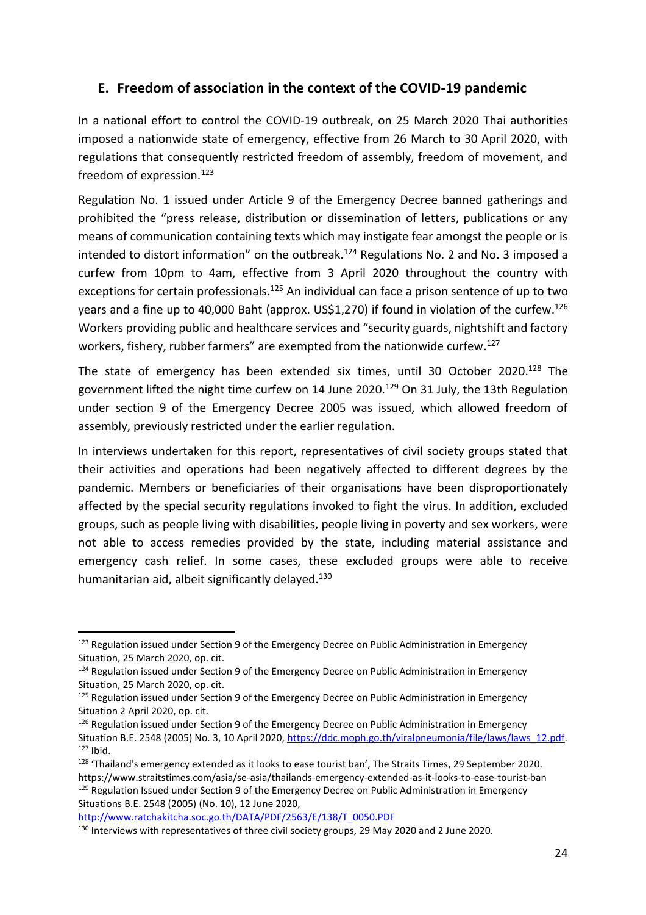## E. Freedom of association in the context of the COVID-19 pandemic

In a national effort to control the COVID-19 outbreak, on 25 March 2020 Thai authorities imposed a nationwide state of emergency, effective from 26 March to 30 April 2020, with regulations that consequently restricted freedom of assembly, freedom of movement, and freedom of expression.[123]

Regulation No. 1 issued under Article 9 of the Emergency Decree banned gatherings and prohibited the "press release, distribution or dissemination of letters, publications or any means of communication containing texts which may instigate fear amongst the people or is intended to distort information" on the outbreak.[124] Regulations No. 2 and No. 3 imposed a curfew from 10pm to 4am, effective from 3 April 2020 throughout the country with exceptions for certain professionals.[125] An individual can face a prison sentence of up to two years and a fine up to 40,000 Baht (approx. US$1,270) if found in violation of the curfew.[126] Workers providing public and healthcare services and "security guards, nightshift and factory workers, fishery, rubber farmers" are exempted from the nationwide curfew.[127]

The state of emergency has been extended six times, until 30 October 2020.[128] The government lifted the night time curfew on 14 June 2020.[129] On 31 July, the 13th Regulation under section 9 of the Emergency Decree 2005 was issued, which allowed freedom of assembly, previously restricted under the earlier regulation.

In interviews undertaken for this report, representatives of civil society groups stated that their activities and operations had been negatively affected to different degrees by the pandemic. Members or beneficiaries of their organisations have been disproportionately affected by the special security regulations invoked to fight the virus. In addition, excluded groups, such as people living with disabilities, people living in poverty and sex workers, were not able to access remedies provided by the state, including material assistance and emergency cash relief. In some cases, these excluded groups were able to receive humanitarian aid, albeit significantly delayed.[130]

---

[123] Regulation issued under Section 9 of the Emergency Decree on Public Administration in Emergency Situation, 25 March 2020, op. cit.

[124] Regulation issued under Section 9 of the Emergency Decree on Public Administration in Emergency Situation, 25 March 2020, op. cit.

[125] Regulation issued under Section 9 of the Emergency Decree on Public Administration in Emergency Situation 2 April 2020, op. cit.

[126] Regulation issued under Section 9 of the Emergency Decree on Public Administration in Emergency Situation B.E. 2548 (2005) No. 3, 10 April 2020, https://ddc.moph.go.th/viralpneumonia/file/laws/laws_12.pdf.

[127] Ibid.

[128] 'Thailand's emergency extended as it looks to ease tourist ban', The Straits Times, 29 September 2020. https://www.straitstimes.com/asia/se-asia/thailands-emergency-extended-as-it-looks-to-ease-tourist-ban

[129] Regulation Issued under Section 9 of the Emergency Decree on Public Administration in Emergency Situations B.E. 2548 (2005) (No. 10), 12 June 2020, http://www.ratchakitcha.soc.go.th/DATA/PDF/2563/E/138/T_0050.PDF

[130] Interviews with representatives of three civil society groups, 29 May 2020 and 2 June 2020.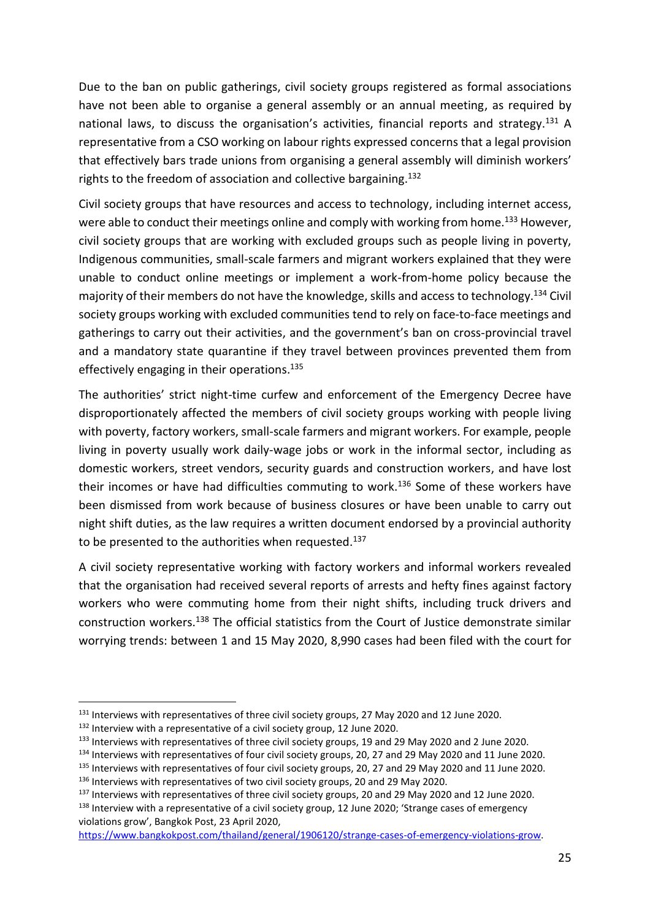Due to the ban on public gatherings, civil society groups registered as formal associations have not been able to organise a general assembly or an annual meeting, as required by national laws, to discuss the organisation's activities, financial reports and strategy.[131] A representative from a CSO working on labour rights expressed concerns that a legal provision that effectively bars trade unions from organising a general assembly will diminish workers' rights to the freedom of association and collective bargaining.[132]

Civil society groups that have resources and access to technology, including internet access, were able to conduct their meetings online and comply with working from home.[133] However, civil society groups that are working with excluded groups such as people living in poverty, Indigenous communities, small-scale farmers and migrant workers explained that they were unable to conduct online meetings or implement a work-from-home policy because the majority of their members do not have the knowledge, skills and access to technology.[134] Civil society groups working with excluded communities tend to rely on face-to-face meetings and gatherings to carry out their activities, and the government's ban on cross-provincial travel and a mandatory state quarantine if they travel between provinces prevented them from effectively engaging in their operations.[135]

The authorities' strict night-time curfew and enforcement of the Emergency Decree have disproportionately affected the members of civil society groups working with people living with poverty, factory workers, small-scale farmers and migrant workers. For example, people living in poverty usually work daily-wage jobs or work in the informal sector, including as domestic workers, street vendors, security guards and construction workers, and have lost their incomes or have had difficulties commuting to work.[136] Some of these workers have been dismissed from work because of business closures or have been unable to carry out night shift duties, as the law requires a written document endorsed by a provincial authority to be presented to the authorities when requested.[137]

A civil society representative working with factory workers and informal workers revealed that the organisation had received several reports of arrests and hefty fines against factory workers who were commuting home from their night shifts, including truck drivers and construction workers.[138] The official statistics from the Court of Justice demonstrate similar worrying trends: between 1 and 15 May 2020, 8,990 cases had been filed with the court for

---

[131] Interviews with representatives of three civil society groups, 27 May 2020 and 12 June 2020.

[132] Interview with a representative of a civil society group, 12 June 2020.

[133] Interviews with representatives of three civil society groups, 19 and 29 May 2020 and 2 June 2020.

[134] Interviews with representatives of four civil society groups, 20, 27 and 29 May 2020 and 11 June 2020.

[135] Interviews with representatives of four civil society groups, 20, 27 and 29 May 2020 and 11 June 2020.

[136] Interviews with representatives of two civil society groups, 20 and 29 May 2020.

[137] Interviews with representatives of three civil society groups, 20 and 29 May 2020 and 12 June 2020.

[138] Interview with a representative of a civil society group, 12 June 2020; 'Strange cases of emergency violations grow', Bangkok Post, 23 April 2020, https://www.bangkokpost.com/thailand/general/1906120/strange-cases-of-emergency-violations-grow.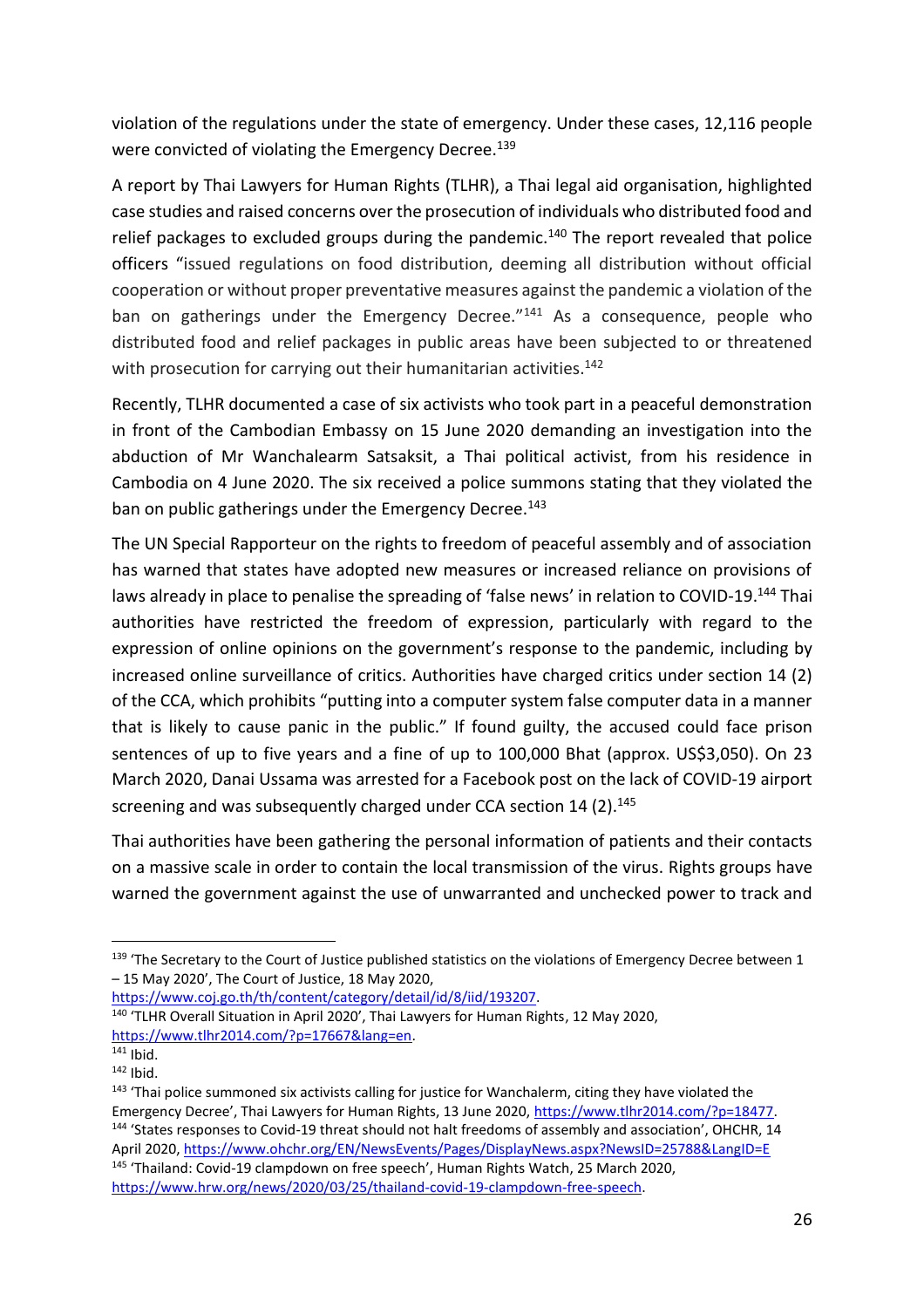violation of the regulations under the state of emergency. Under these cases, 12,116 people were convicted of violating the Emergency Decree.[139]

A report by Thai Lawyers for Human Rights (TLHR), a Thai legal aid organisation, highlighted case studies and raised concerns over the prosecution of individuals who distributed food and relief packages to excluded groups during the pandemic.[140] The report revealed that police officers "issued regulations on food distribution, deeming all distribution without official cooperation or without proper preventative measures against the pandemic a violation of the ban on gatherings under the Emergency Decree."[141] As a consequence, people who distributed food and relief packages in public areas have been subjected to or threatened with prosecution for carrying out their humanitarian activities.[142]

Recently, TLHR documented a case of six activists who took part in a peaceful demonstration in front of the Cambodian Embassy on 15 June 2020 demanding an investigation into the abduction of Mr Wanchalearm Satsaksit, a Thai political activist, from his residence in Cambodia on 4 June 2020. The six received a police summons stating that they violated the ban on public gatherings under the Emergency Decree.[143]

The UN Special Rapporteur on the rights to freedom of peaceful assembly and of association has warned that states have adopted new measures or increased reliance on provisions of laws already in place to penalise the spreading of 'false news' in relation to COVID-19.[144] Thai authorities have restricted the freedom of expression, particularly with regard to the expression of online opinions on the government's response to the pandemic, including by increased online surveillance of critics. Authorities have charged critics under section 14 (2) of the CCA, which prohibits "putting into a computer system false computer data in a manner that is likely to cause panic in the public." If found guilty, the accused could face prison sentences of up to five years and a fine of up to 100,000 Bhat (approx. US$3,050). On 23 March 2020, Danai Ussama was arrested for a Facebook post on the lack of COVID-19 airport screening and was subsequently charged under CCA section 14 (2).[145]

Thai authorities have been gathering the personal information of patients and their contacts on a massive scale in order to contain the local transmission of the virus. Rights groups have warned the government against the use of unwarranted and unchecked power to track and

---

[139] 'The Secretary to the Court of Justice published statistics on the violations of Emergency Decree between 1 – 15 May 2020', The Court of Justice, 18 May 2020, https://www.coj.go.th/th/content/category/detail/id/8/iid/193207.

[140] 'TLHR Overall Situation in April 2020', Thai Lawyers for Human Rights, 12 May 2020, https://www.tlhr2014.com/?p=17667&lang=en.

[141] Ibid.

[142] Ibid.

[143] 'Thai police summoned six activists calling for justice for Wanchalerm, citing they have violated the Emergency Decree', Thai Lawyers for Human Rights, 13 June 2020, https://www.tlhr2014.com/?p=18477.

[144] 'States responses to Covid-19 threat should not halt freedoms of assembly and association', OHCHR, 14 April 2020, https://www.ohchr.org/EN/NewsEvents/Pages/DisplayNews.aspx?NewsID=25788&LangID=E

[145] 'Thailand: Covid-19 clampdown on free speech', Human Rights Watch, 25 March 2020, https://www.hrw.org/news/2020/03/25/thailand-covid-19-clampdown-free-speech.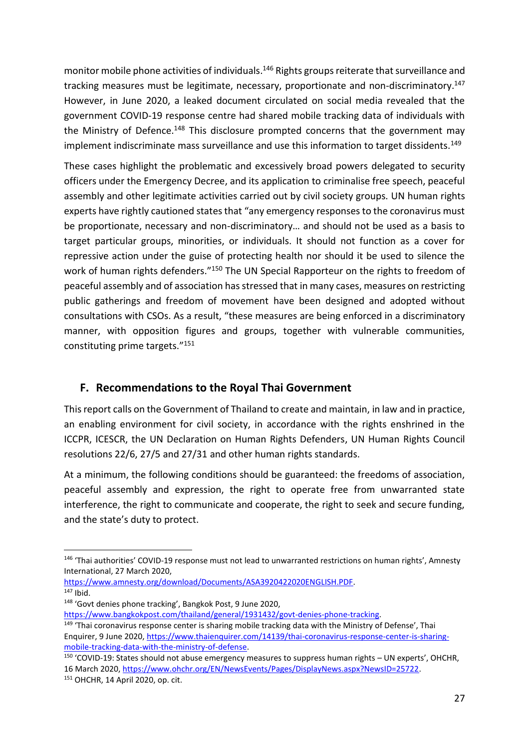monitor mobile phone activities of individuals.[146] Rights groups reiterate that surveillance and tracking measures must be legitimate, necessary, proportionate and non-discriminatory.[147] However, in June 2020, a leaked document circulated on social media revealed that the government COVID-19 response centre had shared mobile tracking data of individuals with the Ministry of Defence.[148] This disclosure prompted concerns that the government may implement indiscriminate mass surveillance and use this information to target dissidents.[149]

These cases highlight the problematic and excessively broad powers delegated to security officers under the Emergency Decree, and its application to criminalise free speech, peaceful assembly and other legitimate activities carried out by civil society groups. UN human rights experts have rightly cautioned states that "any emergency responses to the coronavirus must be proportionate, necessary and non-discriminatory… and should not be used as a basis to target particular groups, minorities, or individuals. It should not function as a cover for repressive action under the guise of protecting health nor should it be used to silence the work of human rights defenders."[150] The UN Special Rapporteur on the rights to freedom of peaceful assembly and of association has stressed that in many cases, measures on restricting public gatherings and freedom of movement have been designed and adopted without consultations with CSOs. As a result, "these measures are being enforced in a discriminatory manner, with opposition figures and groups, together with vulnerable communities, constituting prime targets."[151]

## F. Recommendations to the Royal Thai Government

This report calls on the Government of Thailand to create and maintain, in law and in practice, an enabling environment for civil society, in accordance with the rights enshrined in the ICCPR, ICESCR, the UN Declaration on Human Rights Defenders, UN Human Rights Council resolutions 22/6, 27/5 and 27/31 and other human rights standards.

At a minimum, the following conditions should be guaranteed: the freedoms of association, peaceful assembly and expression, the right to operate free from unwarranted state interference, the right to communicate and cooperate, the right to seek and secure funding, and the state's duty to protect.

---

[146] 'Thai authorities' COVID-19 response must not lead to unwarranted restrictions on human rights', Amnesty International, 27 March 2020, https://www.amnesty.org/download/Documents/ASA3920422020ENGLISH.PDF.

[147] Ibid.

[148] 'Govt denies phone tracking', Bangkok Post, 9 June 2020, https://www.bangkokpost.com/thailand/general/1931432/govt-denies-phone-tracking.

[149] 'Thai coronavirus response center is sharing mobile tracking data with the Ministry of Defense', Thai Enquirer, 9 June 2020, https://www.thaienquirer.com/14139/thai-coronavirus-response-center-is-sharing-mobile-tracking-data-with-the-ministry-of-defense.

[150] 'COVID-19: States should not abuse emergency measures to suppress human rights – UN experts', OHCHR, 16 March 2020, https://www.ohchr.org/EN/NewsEvents/Pages/DisplayNews.aspx?NewsID=25722.

[151] OHCHR, 14 April 2020, op. cit.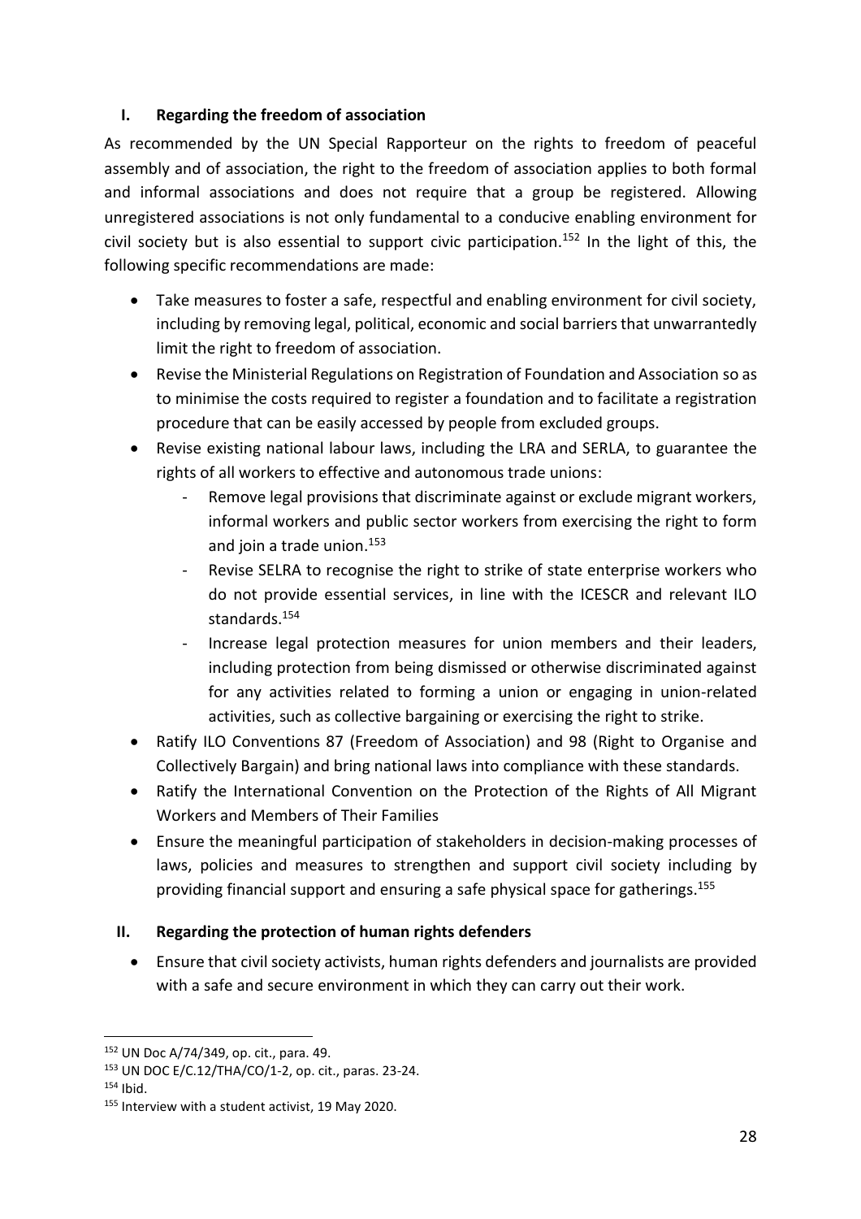## I. Regarding the freedom of association

As recommended by the UN Special Rapporteur on the rights to freedom of peaceful assembly and of association, the right to the freedom of association applies to both formal and informal associations and does not require that a group be registered. Allowing unregistered associations is not only fundamental to a conducive enabling environment for civil society but is also essential to support civic participation.[152] In the light of this, the following specific recommendations are made:

- Take measures to foster a safe, respectful and enabling environment for civil society, including by removing legal, political, economic and social barriers that unwarrantedly limit the right to freedom of association.
- Revise the Ministerial Regulations on Registration of Foundation and Association so as to minimise the costs required to register a foundation and to facilitate a registration procedure that can be easily accessed by people from excluded groups.
- Revise existing national labour laws, including the LRA and SERLA, to guarantee the rights of all workers to effective and autonomous trade unions:
  - Remove legal provisions that discriminate against or exclude migrant workers, informal workers and public sector workers from exercising the right to form and join a trade union.[153]
  - Revise SELRA to recognise the right to strike of state enterprise workers who do not provide essential services, in line with the ICESCR and relevant ILO standards.[154]
  - Increase legal protection measures for union members and their leaders, including protection from being dismissed or otherwise discriminated against for any activities related to forming a union or engaging in union-related activities, such as collective bargaining or exercising the right to strike.
- Ratify ILO Conventions 87 (Freedom of Association) and 98 (Right to Organise and Collectively Bargain) and bring national laws into compliance with these standards.
- Ratify the International Convention on the Protection of the Rights of All Migrant Workers and Members of Their Families
- Ensure the meaningful participation of stakeholders in decision-making processes of laws, policies and measures to strengthen and support civil society including by providing financial support and ensuring a safe physical space for gatherings.[155]

## II. Regarding the protection of human rights defenders

- Ensure that civil society activists, human rights defenders and journalists are provided with a safe and secure environment in which they can carry out their work.

---

[152] UN Doc A/74/349, op. cit., para. 49.

[153] UN DOC E/C.12/THA/CO/1-2, op. cit., paras. 23-24.

[154] Ibid.

[155] Interview with a student activist, 19 May 2020.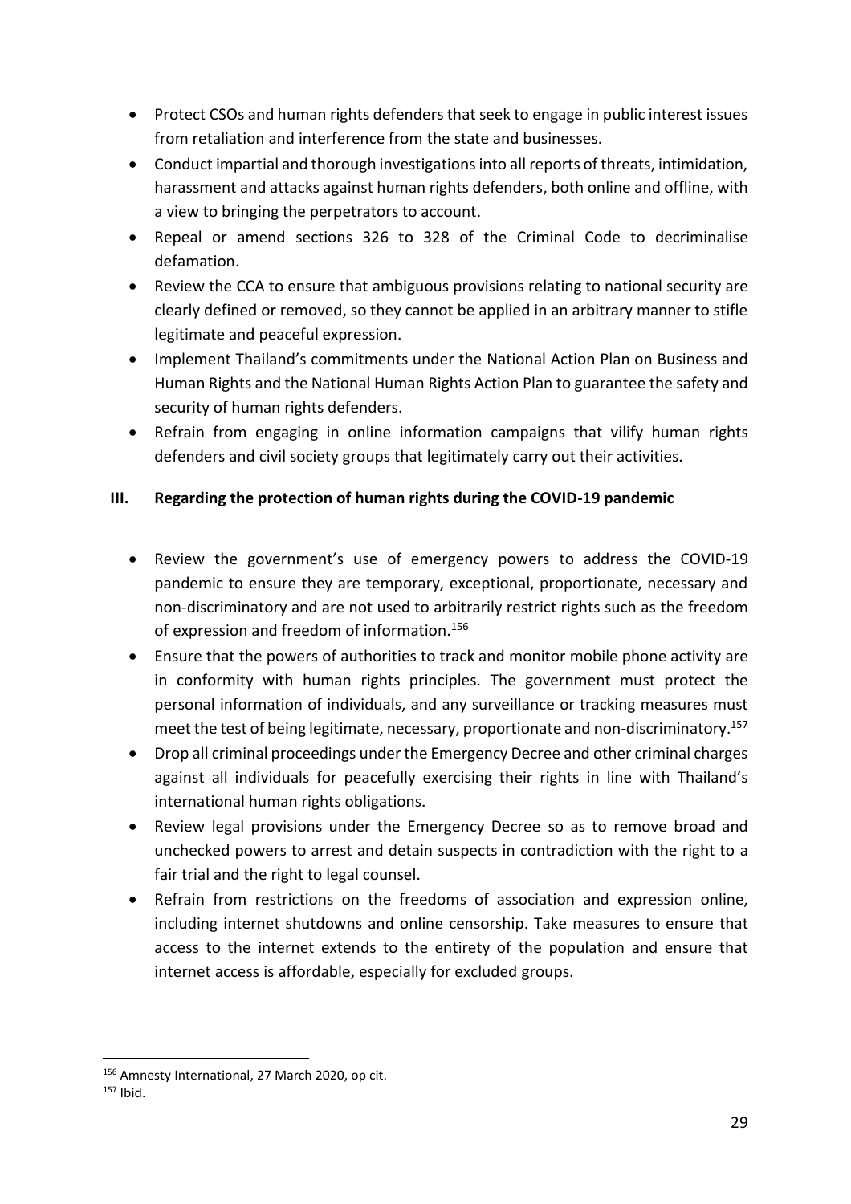- Protect CSOs and human rights defenders that seek to engage in public interest issues from retaliation and interference from the state and businesses.
- Conduct impartial and thorough investigations into all reports of threats, intimidation, harassment and attacks against human rights defenders, both online and offline, with a view to bringing the perpetrators to account.
- Repeal or amend sections 326 to 328 of the Criminal Code to decriminalise defamation.
- Review the CCA to ensure that ambiguous provisions relating to national security are clearly defined or removed, so they cannot be applied in an arbitrary manner to stifle legitimate and peaceful expression.
- Implement Thailand's commitments under the National Action Plan on Business and Human Rights and the National Human Rights Action Plan to guarantee the safety and security of human rights defenders.
- Refrain from engaging in online information campaigns that vilify human rights defenders and civil society groups that legitimately carry out their activities.

### III. Regarding the protection of human rights during the COVID-19 pandemic

- Review the government's use of emergency powers to address the COVID-19 pandemic to ensure they are temporary, exceptional, proportionate, necessary and non-discriminatory and are not used to arbitrarily restrict rights such as the freedom of expression and freedom of information.[156]
- Ensure that the powers of authorities to track and monitor mobile phone activity are in conformity with human rights principles. The government must protect the personal information of individuals, and any surveillance or tracking measures must meet the test of being legitimate, necessary, proportionate and non-discriminatory.[157]
- Drop all criminal proceedings under the Emergency Decree and other criminal charges against all individuals for peacefully exercising their rights in line with Thailand's international human rights obligations.
- Review legal provisions under the Emergency Decree so as to remove broad and unchecked powers to arrest and detain suspects in contradiction with the right to a fair trial and the right to legal counsel.
- Refrain from restrictions on the freedoms of association and expression online, including internet shutdowns and online censorship. Take measures to ensure that access to the internet extends to the entirety of the population and ensure that internet access is affordable, especially for excluded groups.

---

[156] Amnesty International, 27 March 2020, op cit.

[157] Ibid.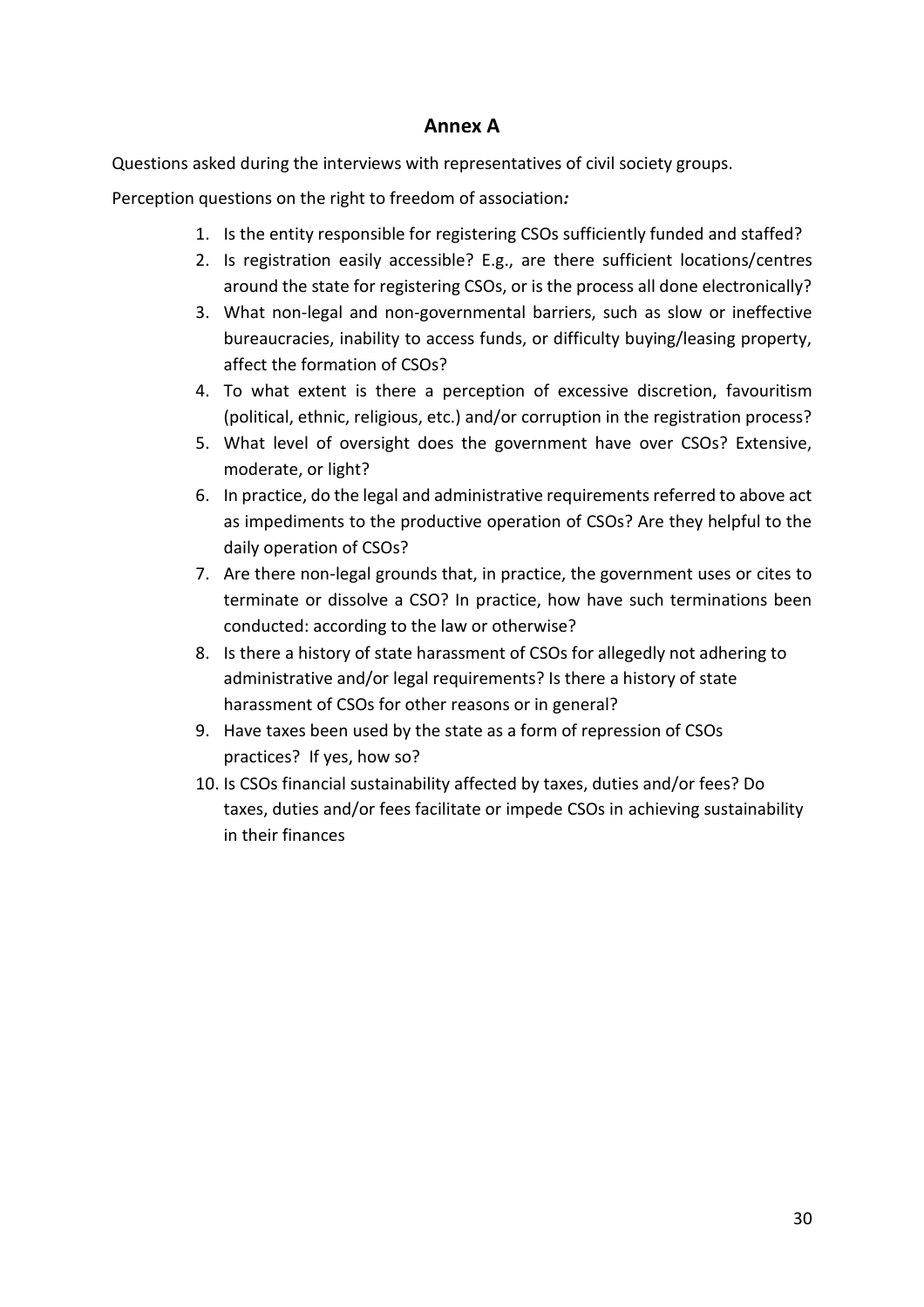## Annex A

Questions asked during the interviews with representatives of civil society groups.

Perception questions on the right to freedom of association*:*

1. Is the entity responsible for registering CSOs sufficiently funded and staffed?
2. Is registration easily accessible? E.g., are there sufficient locations/centres around the state for registering CSOs, or is the process all done electronically?
3. What non-legal and non-governmental barriers, such as slow or ineffective bureaucracies, inability to access funds, or difficulty buying/leasing property, affect the formation of CSOs?
4. To what extent is there a perception of excessive discretion, favouritism (political, ethnic, religious, etc.) and/or corruption in the registration process?
5. What level of oversight does the government have over CSOs? Extensive, moderate, or light?
6. In practice, do the legal and administrative requirements referred to above act as impediments to the productive operation of CSOs? Are they helpful to the daily operation of CSOs?
7. Are there non-legal grounds that, in practice, the government uses or cites to terminate or dissolve a CSO? In practice, how have such terminations been conducted: according to the law or otherwise?
8. Is there a history of state harassment of CSOs for allegedly not adhering to administrative and/or legal requirements? Is there a history of state harassment of CSOs for other reasons or in general?
9. Have taxes been used by the state as a form of repression of CSOs practices? If yes, how so?
10. Is CSOs financial sustainability affected by taxes, duties and/or fees? Do taxes, duties and/or fees facilitate or impede CSOs in achieving sustainability in their finances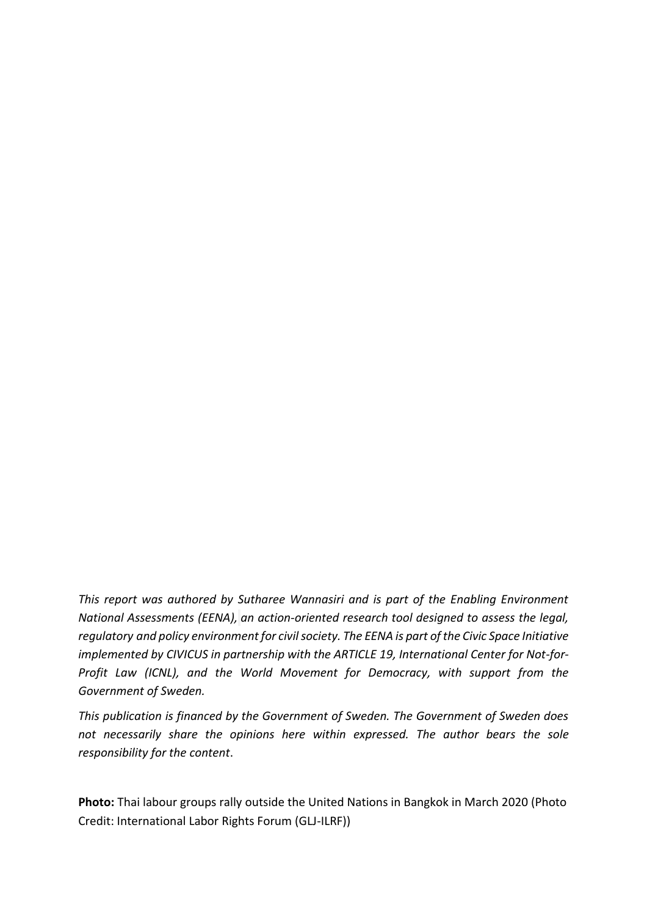*This report was authored by Sutharee Wannasiri and is part of the Enabling Environment National Assessments (EENA), an action-oriented research tool designed to assess the legal, regulatory and policy environment for civil society. The EENA is part of the Civic Space Initiative implemented by CIVICUS in partnership with the ARTICLE 19, International Center for Not-for-Profit Law (ICNL), and the World Movement for Democracy, with support from the Government of Sweden.*

*This publication is financed by the Government of Sweden. The Government of Sweden does not necessarily share the opinions here within expressed. The author bears the sole responsibility for the content*.

**Photo:** Thai labour groups rally outside the United Nations in Bangkok in March 2020 (Photo Credit: International Labor Rights Forum (GLJ-ILRF))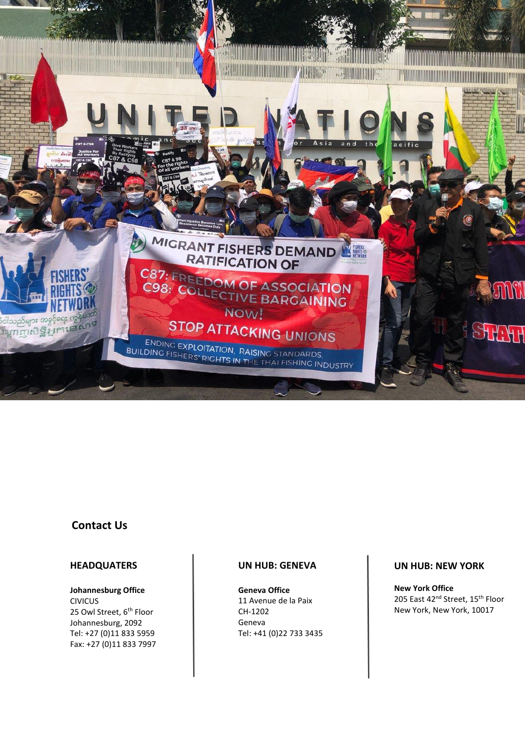## Contact Us

### HEADQUATERS

**Johannesburg Office**
CIVICUS
25 Owl Street, 6th Floor
Johannesburg, 2092
Tel: +27 (0)11 833 5959
Fax: +27 (0)11 833 7997

### UN HUB: GENEVA

**Geneva Office**
11 Avenue de la Paix
CH-1202
Geneva
Tel: +41 (0)22 733 3435

### UN HUB: NEW YORK

**New York Office**
205 East 42nd Street, 15th Floor
New York, New York, 10017